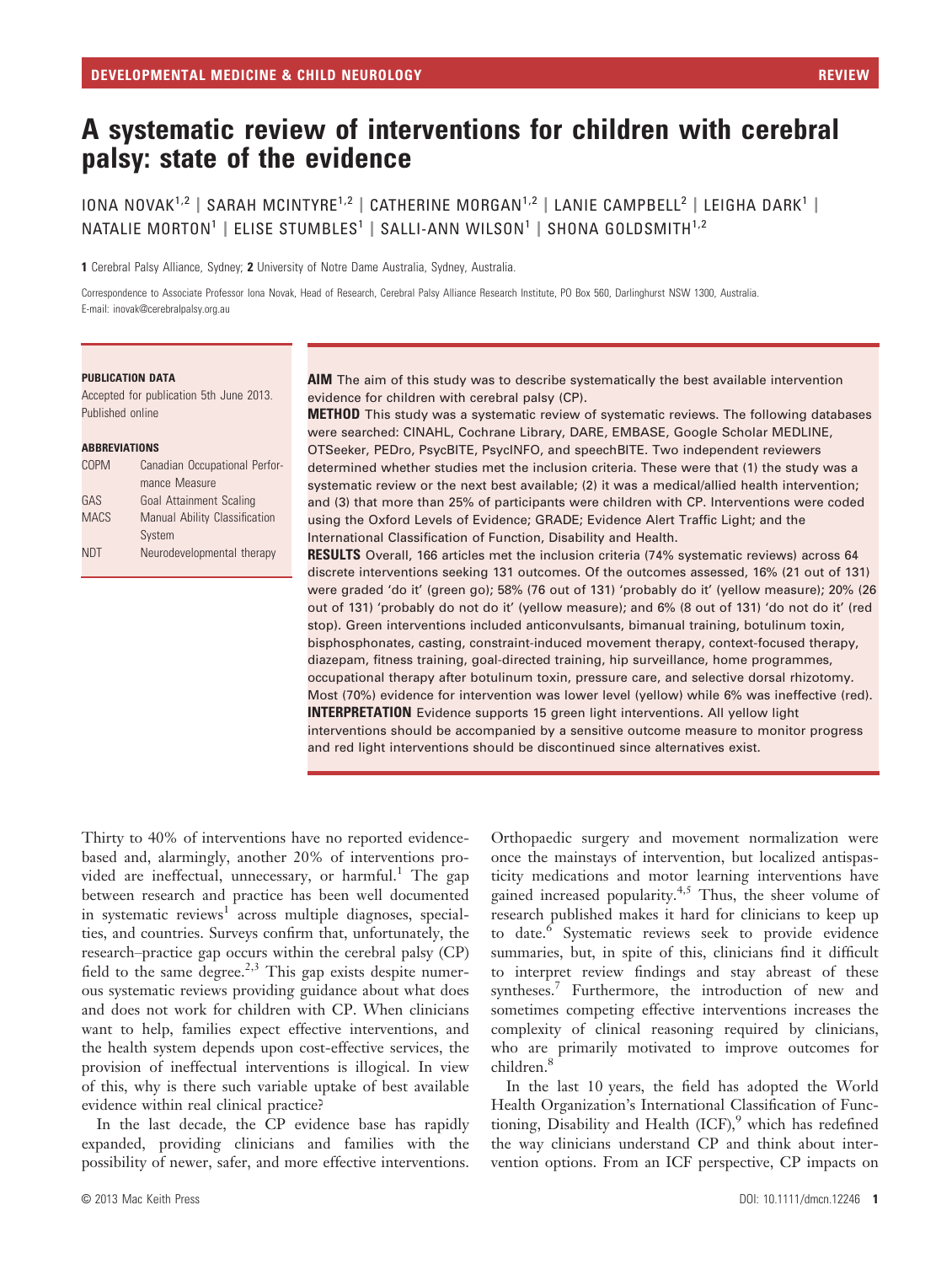# A systematic review of interventions for children with cerebral palsy: state of the evidence

IONA NOVAK[1,2] | SARAH MCINTYRE[1,2] | CATHERINE MORGAN[1,2] | LANIE CAMPBELL[2] | LEIGHA DARK[1] | NATALIE MORTON[1] | ELISE STUMBLES[1] | SALLI-ANN WILSON[1] | SHONA GOLDSMITH[1,2]

**1** Cerebral Palsy Alliance, Sydney; **2** University of Notre Dame Australia, Sydney, Australia.

Correspondence to Associate Professor Iona Novak, Head of Research, Cerebral Palsy Alliance Research Institute, PO Box 560, Darlinghurst NSW 1300, Australia.
E-mail: inovak@cerebralpalsy.org.au

**PUBLICATION DATA**

Accepted for publication 5th June 2013.
Published online

**ABBREVIATIONS**

| | |
|---|---|
| COPM | Canadian Occupational Performance Measure |
| GAS | Goal Attainment Scaling |
| MACS | Manual Ability Classification System |
| NDT | Neurodevelopmental therapy |

**AIM** The aim of this study was to describe systematically the best available intervention evidence for children with cerebral palsy (CP).

**METHOD** This study was a systematic review of systematic reviews. The following databases were searched: CINAHL, Cochrane Library, DARE, EMBASE, Google Scholar MEDLINE, OTSeeker, PEDro, PsycBITE, PsycINFO, and speechBITE. Two independent reviewers determined whether studies met the inclusion criteria. These were that (1) the study was a systematic review or the next best available; (2) it was a medical/allied health intervention; and (3) that more than 25% of participants were children with CP. Interventions were coded using the Oxford Levels of Evidence; GRADE; Evidence Alert Traffic Light; and the International Classification of Function, Disability and Health.

**RESULTS** Overall, 166 articles met the inclusion criteria (74% systematic reviews) across 64 discrete interventions seeking 131 outcomes. Of the outcomes assessed, 16% (21 out of 131) were graded 'do it' (green go); 58% (76 out of 131) 'probably do it' (yellow measure); 20% (26 out of 131) 'probably do not do it' (yellow measure); and 6% (8 out of 131) 'do not do it' (red stop). Green interventions included anticonvulsants, bimanual training, botulinum toxin, bisphosphonates, casting, constraint-induced movement therapy, context-focused therapy, diazepam, fitness training, goal-directed training, hip surveillance, home programmes, occupational therapy after botulinum toxin, pressure care, and selective dorsal rhizotomy. Most (70%) evidence for intervention was lower level (yellow) while 6% was ineffective (red).

**INTERPRETATION** Evidence supports 15 green light interventions. All yellow light interventions should be accompanied by a sensitive outcome measure to monitor progress and red light interventions should be discontinued since alternatives exist.

Thirty to 40% of interventions have no reported evidence-based and, alarmingly, another 20% of interventions provided are ineffectual, unnecessary, or harmful.[1] The gap between research and practice has been well documented in systematic reviews[1] across multiple diagnoses, specialties, and countries. Surveys confirm that, unfortunately, the research–practice gap occurs within the cerebral palsy (CP) field to the same degree.[2,3] This gap exists despite numerous systematic reviews providing guidance about what does and does not work for children with CP. When clinicians want to help, families expect effective interventions, and the health system depends upon cost-effective services, the provision of ineffectual interventions is illogical. In view of this, why is there such variable uptake of best available evidence within real clinical practice?

In the last decade, the CP evidence base has rapidly expanded, providing clinicians and families with the possibility of newer, safer, and more effective interventions. Orthopaedic surgery and movement normalization were once the mainstays of intervention, but localized antispasticity medications and motor learning interventions have gained increased popularity.[4,5] Thus, the sheer volume of research published makes it hard for clinicians to keep up to date.[6] Systematic reviews seek to provide evidence summaries, but, in spite of this, clinicians find it difficult to interpret review findings and stay abreast of these syntheses.[7] Furthermore, the introduction of new and sometimes competing effective interventions increases the complexity of clinical reasoning required by clinicians, who are primarily motivated to improve outcomes for children.[8]

In the last 10 years, the field has adopted the World Health Organization's International Classification of Functioning, Disability and Health (ICF),[9] which has redefined the way clinicians understand CP and think about intervention options. From an ICF perspective, CP impacts on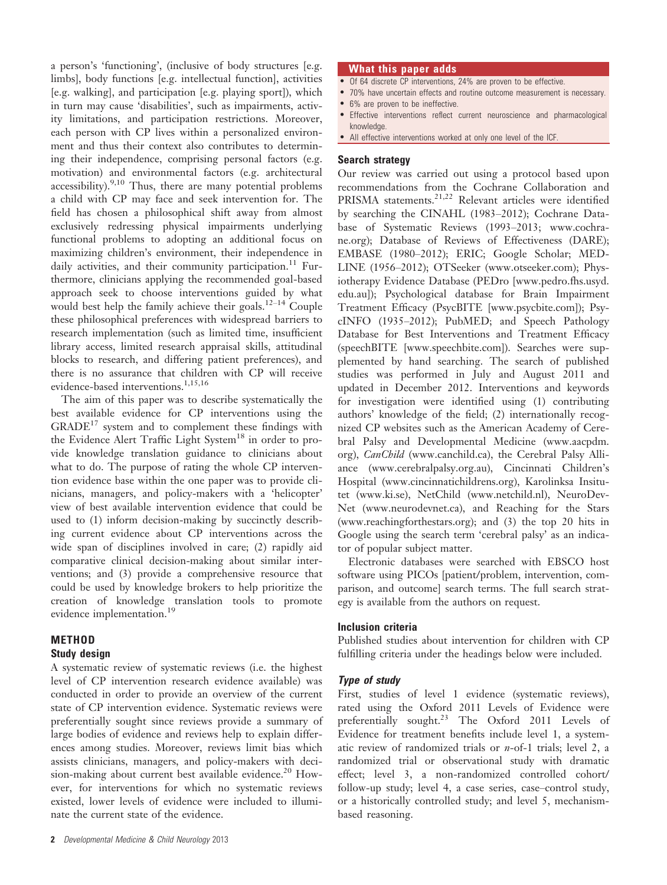a person's 'functioning', (inclusive of body structures [e.g. limbs], body functions [e.g. intellectual function], activities [e.g. walking], and participation [e.g. playing sport]), which in turn may cause 'disabilities', such as impairments, activity limitations, and participation restrictions. Moreover, each person with CP lives within a personalized environment and thus their context also contributes to determining their independence, comprising personal factors (e.g. motivation) and environmental factors (e.g. architectural accessibility).[9,10] Thus, there are many potential problems a child with CP may face and seek intervention for. The field has chosen a philosophical shift away from almost exclusively redressing physical impairments underlying functional problems to adopting an additional focus on maximizing children's environment, their independence in daily activities, and their community participation.[11] Furthermore, clinicians applying the recommended goal-based approach seek to choose interventions guided by what would best help the family achieve their goals.[12–14] Couple these philosophical preferences with widespread barriers to research implementation (such as limited time, insufficient library access, limited research appraisal skills, attitudinal blocks to research, and differing patient preferences), and there is no assurance that children with CP will receive evidence-based interventions.[1,15,16]

The aim of this paper was to describe systematically the best available evidence for CP interventions using the GRADE[17] system and to complement these findings with the Evidence Alert Traffic Light System[18] in order to provide knowledge translation guidance to clinicians about what to do. The purpose of rating the whole CP intervention evidence base within the one paper was to provide clinicians, managers, and policy-makers with a 'helicopter' view of best available intervention evidence that could be used to (1) inform decision-making by succinctly describing current evidence about CP interventions across the wide span of disciplines involved in care; (2) rapidly aid comparative clinical decision-making about similar interventions; and (3) provide a comprehensive resource that could be used by knowledge brokers to help prioritize the creation of knowledge translation tools to promote evidence implementation.[19]

## METHOD

### Study design

A systematic review of systematic reviews (i.e. the highest level of CP intervention research evidence available) was conducted in order to provide an overview of the current state of CP intervention evidence. Systematic reviews were preferentially sought since reviews provide a summary of large bodies of evidence and reviews help to explain differences among studies. Moreover, reviews limit bias which assists clinicians, managers, and policy-makers with decision-making about current best available evidence.[20] However, for interventions for which no systematic reviews existed, lower levels of evidence were included to illuminate the current state of the evidence.

**What this paper adds**

- Of 64 discrete CP interventions, 24% are proven to be effective.
- 70% have uncertain effects and routine outcome measurement is necessary.
- 6% are proven to be ineffective.
- Effective interventions reflect current neuroscience and pharmacological knowledge.
- All effective interventions worked at only one level of the ICF.

### Search strategy

Our review was carried out using a protocol based upon recommendations from the Cochrane Collaboration and PRISMA statements.[21,22] Relevant articles were identified by searching the CINAHL (1983–2012); Cochrane Database of Systematic Reviews (1993–2013; www.cochrane.org); Database of Reviews of Effectiveness (DARE); EMBASE (1980–2012); ERIC; Google Scholar; MEDLINE (1956–2012); OTSeeker (www.otseeker.com); Physiotherapy Evidence Database (PEDro [www.pedro.fhs.usyd.edu.au]); Psychological database for Brain Impairment Treatment Efficacy (PsycBITE [www.psycbite.com]); PsycINFO (1935–2012); PubMED; and Speech Pathology Database for Best Interventions and Treatment Efficacy (speechBITE [www.speechbite.com]). Searches were supplemented by hand searching. The search of published studies was performed in July and August 2011 and updated in December 2012. Interventions and keywords for investigation were identified using (1) contributing authors' knowledge of the field; (2) internationally recognized CP websites such as the American Academy of Cerebral Palsy and Developmental Medicine (www.aacpdm.org), *CanChild* (www.canchild.ca), the Cerebral Palsy Alliance (www.cerebralpalsy.org.au), Cincinnati Children's Hospital (www.cincinnatichildrens.org), Karolinksa Insitutet (www.ki.se), NetChild (www.netchild.nl), NeuroDevNet (www.neurodevnet.ca), and Reaching for the Stars (www.reachingforthestars.org); and (3) the top 20 hits in Google using the search term 'cerebral palsy' as an indicator of popular subject matter.

Electronic databases were searched with EBSCO host software using PICOs [patient/problem, intervention, comparison, and outcome] search terms. The full search strategy is available from the authors on request.

### Inclusion criteria

Published studies about intervention for children with CP fulfilling criteria under the headings below were included.

#### *Type of study*

First, studies of level 1 evidence (systematic reviews), rated using the Oxford 2011 Levels of Evidence were preferentially sought.[23] The Oxford 2011 Levels of Evidence for treatment benefits include level 1, a systematic review of randomized trials or *n*-of-1 trials; level 2, a randomized trial or observational study with dramatic effect; level 3, a non-randomized controlled cohort/follow-up study; level 4, a case series, case–control study, or a historically controlled study; and level 5, mechanism-based reasoning.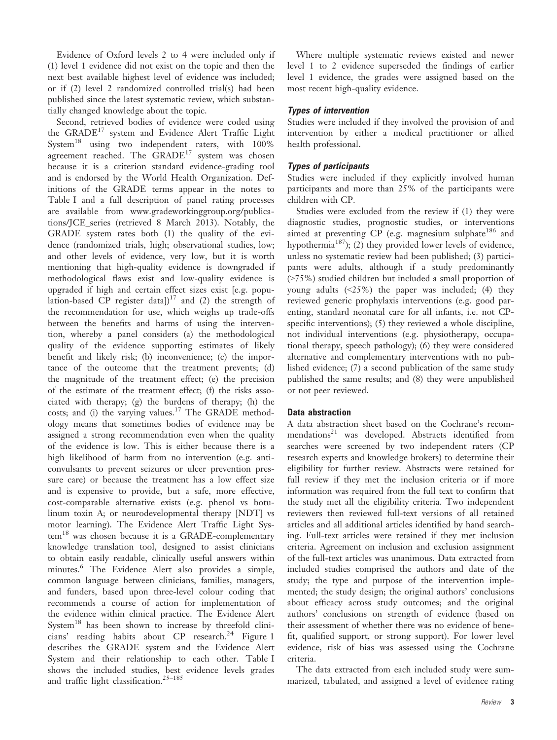Evidence of Oxford levels 2 to 4 were included only if (1) level 1 evidence did not exist on the topic and then the next best available highest level of evidence was included; or if (2) level 2 randomized controlled trial(s) had been published since the latest systematic review, which substantially changed knowledge about the topic.

Second, retrieved bodies of evidence were coded using the GRADE[17] system and Evidence Alert Traffic Light System[18] using two independent raters, with 100% agreement reached. The GRADE[17] system was chosen because it is a criterion standard evidence-grading tool and is endorsed by the World Health Organization. Definitions of the GRADE terms appear in the notes to Table I and a full description of panel rating processes are available from www.gradeworkinggroup.org/publications/JCE_series (retrieved 8 March 2013). Notably, the GRADE system rates both (1) the quality of the evidence (randomized trials, high; observational studies, low; and other levels of evidence, very low, but it is worth mentioning that high-quality evidence is downgraded if methodological flaws exist and low-quality evidence is upgraded if high and certain effect sizes exist [e.g. population-based CP register data])[17] and (2) the strength of the recommendation for use, which weighs up trade-offs between the benefits and harms of using the intervention, whereby a panel considers (a) the methodological quality of the evidence supporting estimates of likely benefit and likely risk; (b) inconvenience; (c) the importance of the outcome that the treatment prevents; (d) the magnitude of the treatment effect; (e) the precision of the estimate of the treatment effect; (f) the risks associated with therapy; (g) the burdens of therapy; (h) the costs; and (i) the varying values.[17] The GRADE methodology means that sometimes bodies of evidence may be assigned a strong recommendation even when the quality of the evidence is low. This is either because there is a high likelihood of harm from no intervention (e.g. anticonvulsants to prevent seizures or ulcer prevention pressure care) or because the treatment has a low effect size and is expensive to provide, but a safe, more effective, cost-comparable alternative exists (e.g. phenol vs botulinum toxin A; or neurodevelopmental therapy [NDT] vs motor learning). The Evidence Alert Traffic Light System[18] was chosen because it is a GRADE-complementary knowledge translation tool, designed to assist clinicians to obtain easily readable, clinically useful answers within minutes.[6] The Evidence Alert also provides a simple, common language between clinicians, families, managers, and funders, based upon three-level colour coding that recommends a course of action for implementation of the evidence within clinical practice. The Evidence Alert System[18] has been shown to increase by threefold clinicians' reading habits about CP research.[24] Figure 1 describes the GRADE system and the Evidence Alert System and their relationship to each other. Table I shows the included studies, best evidence levels grades and traffic light classification.[25–185]

Where multiple systematic reviews existed and newer level 1 to 2 evidence superseded the findings of earlier level 1 evidence, the grades were assigned based on the most recent high-quality evidence.

### *Types of intervention*

Studies were included if they involved the provision of and intervention by either a medical practitioner or allied health professional.

### *Types of participants*

Studies were included if they explicitly involved human participants and more than 25% of the participants were children with CP.

Studies were excluded from the review if (1) they were diagnostic studies, prognostic studies, or interventions aimed at preventing CP (e.g. magnesium sulphate[186] and hypothermia[187]); (2) they provided lower levels of evidence, unless no systematic review had been published; (3) participants were adults, although if a study predominantly (>75%) studied children but included a small proportion of young adults (<25%) the paper was included; (4) they reviewed generic prophylaxis interventions (e.g. good parenting, standard neonatal care for all infants, i.e. not CP-specific interventions); (5) they reviewed a whole discipline, not individual interventions (e.g. physiotherapy, occupational therapy, speech pathology); (6) they were considered alternative and complementary interventions with no published evidence; (7) a second publication of the same study published the same results; and (8) they were unpublished or not peer reviewed.

## Data abstraction

A data abstraction sheet based on the Cochrane's recommendations[21] was developed. Abstracts identified from searches were screened by two independent raters (CP research experts and knowledge brokers) to determine their eligibility for further review. Abstracts were retained for full review if they met the inclusion criteria or if more information was required from the full text to confirm that the study met all the eligibility criteria. Two independent reviewers then reviewed full-text versions of all retained articles and all additional articles identified by hand searching. Full-text articles were retained if they met inclusion criteria. Agreement on inclusion and exclusion assignment of the full-text articles was unanimous. Data extracted from included studies comprised the authors and date of the study; the type and purpose of the intervention implemented; the study design; the original authors' conclusions about efficacy across study outcomes; and the original authors' conclusions on strength of evidence (based on their assessment of whether there was no evidence of benefit, qualified support, or strong support). For lower level evidence, risk of bias was assessed using the Cochrane criteria.

The data extracted from each included study were summarized, tabulated, and assigned a level of evidence rating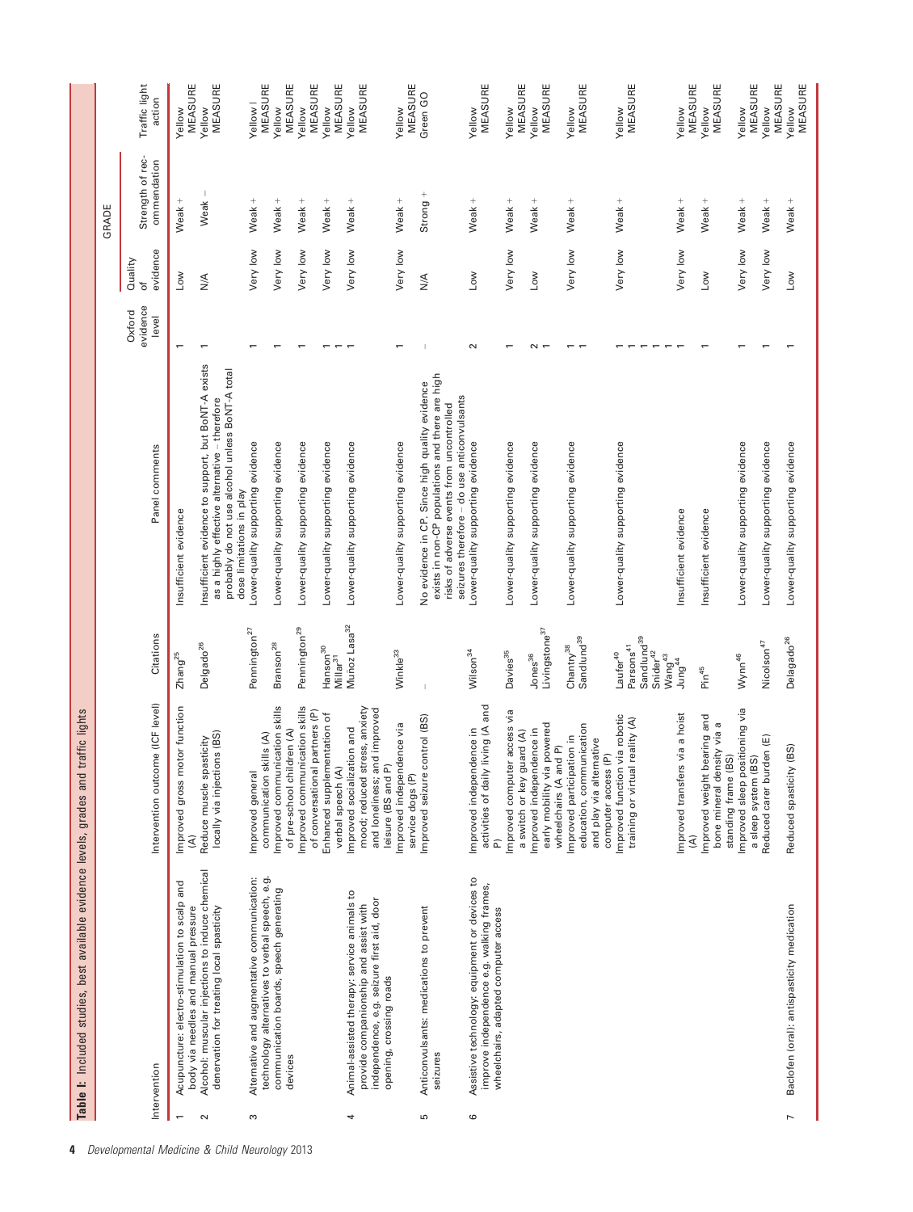**Table I:** Included studies, best available evidence levels, grades and traffic lights

| | Intervention | Intervention outcome (ICF level) | Citations | Panel comments | Oxford evidence level | GRADE Quality of evidence | GRADE Strength of recommendation | Traffic light action |
|---|---|---|---|---|---|---|---|---|
| 1 | Acupuncture: electro-stimulation to scalp and body via needles and manual pressure | Improved gross motor function (A) | Zhang[25] | Insufficient evidence | 1 | Low | Weak + | Yellow MEASURE |
| 2 | Alcohol: muscular injections to induce chemical denervation for treating local spasticity | Reduce muscle spasticity locally via injections (BS) | Delgado[26] | Insufficient evidence to support, but BoNT-A exists as a highly effective alternative – therefore probably do not use alcohol unless BoNT-A total dose limitations in play | 1 | N/A | Weak − | Yellow MEASURE |
| 3 | Alternative and augmentative communication: technology alternatives to verbal speech, e.g. communication boards, speech generating devices | Improved general communication skills (A) | Pennington[27] | Lower-quality supporting evidence | 1 | Very low | Weak + | Yellow I MEASURE |
| | | Improved communication skills of pre-school children (A) | Branson[28] | Lower-quality supporting evidence | 1 | Very low | Weak + | Yellow MEASURE |
| | | Improved communication skills of conversational partners (P) | Pennington[29] | Lower-quality supporting evidence | 1 | Very low | Weak + | Yellow MEASURE |
| | | Enhanced supplementation of verbal speech (A) | Hanson[30] Millar[31] | Lower-quality supporting evidence | 1 1 | Very low | Weak + | Yellow MEASURE |
| 4 | Animal-assisted therapy: service animals to provide companionship and assist with independence, e.g. seizure first aid, door opening, crossing roads | Improved socialization and mood; reduced stress, anxiety and loneliness; and improved leisure (BS and P) | Muñoz Lasa[32] | Lower-quality supporting evidence | 1 | Very low | Weak + | Yellow MEASURE |
| | | Improved independence via service dogs (P) | Winkle[33] | Lower-quality supporting evidence | 1 | Very low | Weak + | Yellow MEASURE |
| 5 | Anticonvulsants: medications to prevent seizures | Improved seizure control (BS) | – | No evidence in CP. Since high quality evidence exists in non-CP populations and there are high risks of adverse events from uncontrolled seizures therefore – do use anticonvulsants | – | N/A | Strong + | Green GO |
| 6 | Assistive technology: equipment or devices to improve independence e.g. walking frames, wheelchairs, adapted computer access | Improved independence in activities of daily living (A and P) | Wilson[34] | Lower-quality supporting evidence | 2 | Low | Weak + | Yellow MEASURE |
| | | Improved computer access via a switch or key guard (A) | Davies[35] | Lower-quality supporting evidence | 1 | Very low | Weak + | Yellow MEASURE |
| | | Improved independence in early mobility via powered wheelchairs (A and P) | Jones[36] Livingstone[37] | Lower-quality supporting evidence | 2 1 | Low | Weak + | Yellow MEASURE |
| | | Improved participation in education, communication and play via alternative computer access (P) | Chantry[38] Sandlund[39] | Lower-quality supporting evidence | 1 1 | Very low | Weak + | Yellow MEASURE |
| | | Improved function via robotic training or virtual reality (A) | Laufer[40] Parsons[41] Sandlund[39] Snider[42] Wang[43] | Lower-quality supporting evidence | 1 1 1 1 1 | Very low | Weak + | Yellow MEASURE |
| | | Improved transfers via a hoist (A) | Jung[44] | Insufficient evidence | 1 | Very low | Weak + | Yellow MEASURE |
| | | Improved weight bearing and bone mineral density via a standing frame (BS) | Pin[45] | Insufficient evidence | 1 | Low | Weak + | Yellow MEASURE |
| | | Improved sleep positioning via a sleep system (BS) | Wynn[46] | Lower-quality supporting evidence | 1 | Very low | Weak + | Yellow MEASURE |
| | | Reduced carer burden (E) | Nicolson[47] | Lower-quality supporting evidence | 1 | Very low | Weak + | Yellow MEASURE |
| 7 | Baclofen (oral): antispasticity medication | Reduced spasticity (BS) | Delagado[26] | Lower-quality supporting evidence | 1 | Low | Weak + | Yellow MEASURE |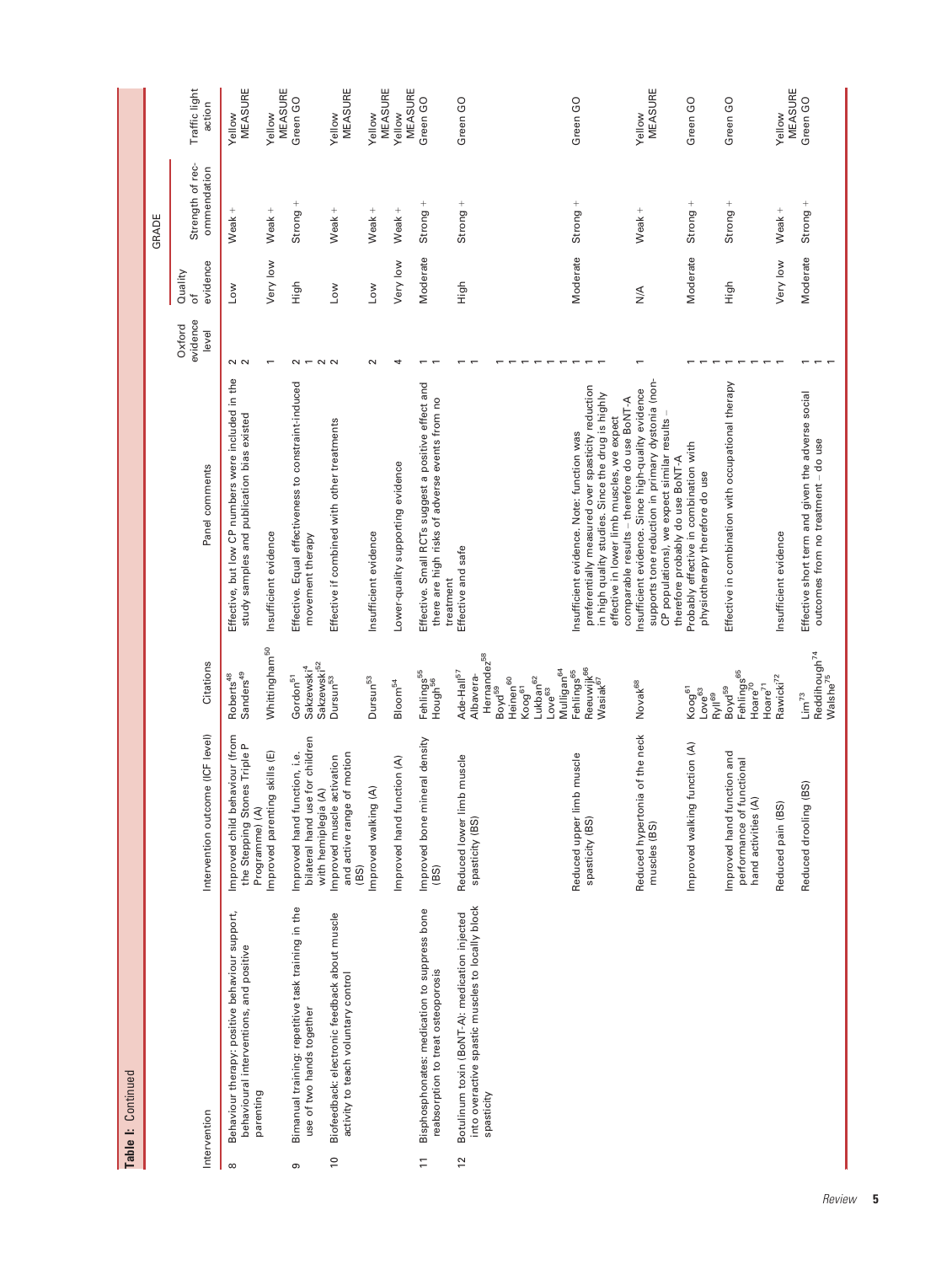**Table I:** Continued

| | Intervention | Intervention outcome (ICF level) | Citations | Panel comments | Oxford evidence level | GRADE Quality of evidence | GRADE Strength of recommendation | Traffic light action |
|---|---|---|---|---|---|---|---|---|
| 8 | Behaviour therapy: positive behaviour support, behavioural interventions, and positive parenting | Improved child behaviour (from the Stepping Stones Triple P Programme) (A) | Roberts[48] Sanders[49] | Effective, but low CP numbers were included in the study samples and publication bias existed | 2 2 | Low | Weak + | Yellow MEASURE |
| | | Improved parenting skills (E) | Whittingham[50] | Insufficient evidence | 1 | Very low | Weak + | Yellow MEASURE |
| 9 | Bimanual training: repetitive task training in the use of two hands together | Improved hand function, i.e. bilateral hand use for children with hemiplegia (A) | Gordon[51] Sakzewski[4] Sakzewski[52] | Effective. Equal effectiveness to constraint-induced movement therapy | 2 1 2 | High | Strong + | Green GO |
| 10 | Biofeedback: electronic feedback about muscle activity to teach voluntary control | Improved muscle activation and active range of motion (BS) | Dursun[53] | Effective if combined with other treatments | 2 | Low | Weak + | Yellow MEASURE |
| | | Improved walking (A) | Dursun[53] | Insufficient evidence | 2 | Low | Weak + | Yellow MEASURE |
| | | Improved hand function (A) | Bloom[54] | Lower-quality supporting evidence | 4 | Very low | Weak + | Yellow MEASURE |
| 11 | Bisphosphonates: medication to suppress bone reabsorption to treat osteoporosis | Improved bone mineral density (BS) | Fehlings[55] Hough[56] | Effective. Small RCTs suggest a positive effect and there are high risks of adverse events from no treatment | 1 1 | Moderate | Strong + | Green GO |
| 12 | Botulinum toxin (BoNT-A): medication injected into overactive spastic muscles to locally block spasticity | Reduced lower limb muscle spasticity (BS) | Ade-Hall[57] Albavera-Hernandez[58] Boyd[59] Heinen[60] Koog[61] Lukban[62] Love[63] Mulligan[64] | Effective and safe | 1 1 1 1 1 1 1 1 | High | Strong + | Green GO |
| | | Reduced upper limb muscle spasticity (BS) | Fehlings[65] Reeuwijk[66] Wasiak[67] | Insufficient evidence. Note: function was preferentially measured over spasticity reduction in high quality studies. Since the drug is highly effective in lower limb muscles, we expect comparable results – therefore do use BoNT-A | 1 1 1 | Moderate | Strong + | Green GO |
| | | Reduced hypertonia of the neck muscles (BS) | Novak[68] | Insufficient evidence. Since high-quality evidence supports tone reduction in primary dystonia (non-CP populations), we expect similar results – therefore probably do use BoNT-A | 1 | N/A | Weak + | Yellow MEASURE |
| | | Improved walking function (A) | Koog[61] Love[63] Ryll[69] | Probably effective in combination with physiotherapy therefore do use | 1 1 1 | Moderate | Strong + | Green GO |
| | | Improved hand function and performance of functional hand activities (A) | Boyd[59] Fehlings[65] Hoare[70] Hoare[71] | Effective in combination with occupational therapy | 1 1 1 1 | High | Strong + | Green GO |
| | | Reduced pain (BS) | Rawicki[72] | Insufficient evidence | 1 | Very low | Weak + | Yellow MEASURE |
| | | Reduced drooling (BS) | Lim[73] Reddihough[74] Walshe[75] | Effective short term and given the adverse social outcomes from no treatment – do use | 1 1 1 | Moderate | Strong + | Green GO |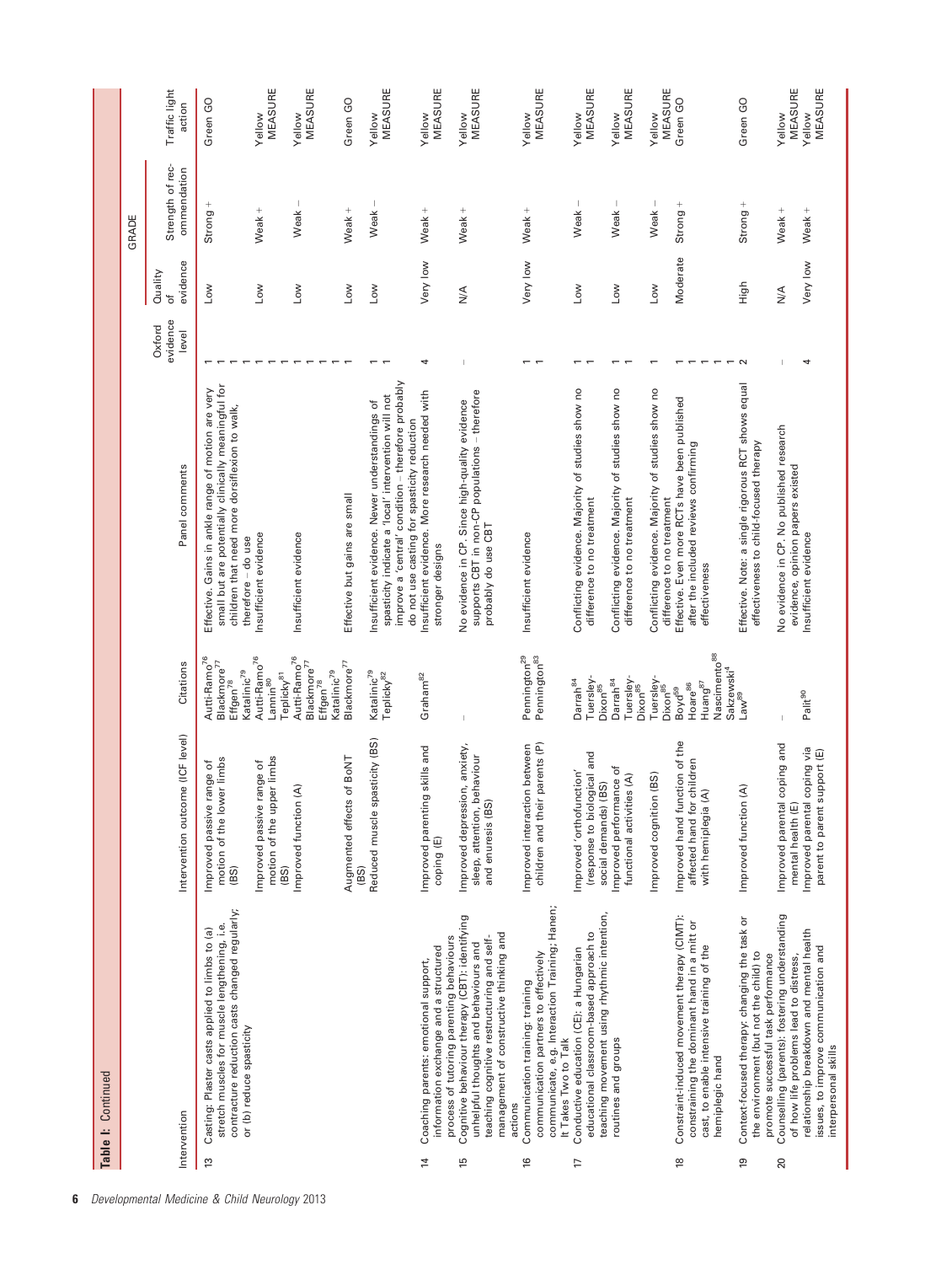**Table I:** Continued

| Intervention | Intervention outcome (ICF level) | Citations | Panel comments | Oxford evidence level | GRADE Quality of evidence | GRADE Strength of recommendation | Traffic light action |
|---|---|---|---|---|---|---|---|
| 13 Casting: Plaster casts applied to limbs to (a) stretch muscles for muscle lengthening, i.e. contracture reduction casts changed regularly; or (b) reduce spasticity | Improved passive range of motion of the lower limbs (BS) | Autti-Ramo[76] Blackmore[77] Effgen[78] Katalinic[79] | Effective. Gains in ankle range of motion are very small but are potentially clinically meaningful for children that need more dorsiflexion to walk, therefore – do use | 1 1 1 1 | Low | Strong + | Green GO |
| | Improved passive range of motion of the upper limbs (BS) | Autti-Ramo[76] Lannin[80] Teplicky[81] | Insufficient evidence | 1 1 1 | Low | Weak + | Yellow MEASURE |
| | Improved function (A) | Autti-Ramo[76] Blackmore[77] Effgen[78] Katalinic[79] | Insufficient evidence | 1 1 1 1 | Low | Weak − | Yellow MEASURE |
| | Augmented effects of BoNT (BS) | Blackmore[77] | Effective but gains are small | 1 | Low | Weak + | Green GO |
| | Reduced muscle spasticity (BS) | Katalinic[79] Teplicky[82] | Insufficient evidence. Newer understandings of spasticity indicate a 'local' intervention will not improve a 'central' condition – therefore probably do not use casting for spasticity reduction | 1 1 | Low | Weak − | Yellow MEASURE |
| 14 Coaching parents: emotional support, information exchange and a structured process of tutoring parenting behaviours | Improved parenting skills and coping (E) | Graham[82] | Insufficient evidence. More research needed with stronger designs | 4 | Very low | Weak + | Yellow MEASURE |
| 15 Cognitive behaviour therapy (CBT): identifying unhelpful thoughts and behaviours and teaching cognitive restructuring and self-management of constructive thinking and actions | Improved depression, anxiety, sleep, attention, behaviour and enuresis (BS) | – | No evidence in CP. Since high-quality evidence supports CBT in non-CP populations – therefore probably do use CBT | – | N/A | Weak + | Yellow MEASURE |
| 16 Communication training: training communication partners to effectively communicate, e.g. Interaction Training; Hanen; It Takes Two to Talk | Improved interaction between children and their parents (P) | Pennington[29] Pennington[83] | Insufficient evidence | 1 1 | Very low | Weak + | Yellow MEASURE |
| 17 Conductive education (CE): a Hungarian educational classroom-based approach to teaching movement using rhythmic intention, routines and groups | Improved 'orthofunction' (response to biological and social demands) (BS) | Darrah[84] Tuersley-Dixon[85] | Conflicting evidence. Majority of studies show no difference to no treatment | 1 1 | Low | Weak − | Yellow MEASURE |
| | Improved performance of functional activities (A) | Darrah[84] Tuersley-Dixon[85] | Conflicting evidence. Majority of studies show no difference to no treatment | 1 1 | Low | Weak − | Yellow MEASURE |
| | Improved cognition (BS) | Tuersley-Dixon[85] | Conflicting evidence. Majority of studies show no difference to no treatment | 1 | Low | Weak − | Yellow MEASURE |
| 18 Constraint-induced movement therapy (CIMT): constraining the dominant hand in a mitt or cast, to enable intensive training of the hemiplegic hand | Improved hand function of the affected hand for children with hemiplegia (A) | Boyd[59] Hoare[86] Huang[87] Nascimento[88] Sakzewski[4] | Effective. Even more RCTs have been published after the included reviews confirming effectiveness | 1 1 1 1 1 | Moderate | Strong + | Green GO |
| 19 Context-focused therapy: changing the task or the environment (but not the child) to promote successful task performance | Improved function (A) | Law[89] | Effective. Note: a single rigorous RCT shows equal effectiveness to child-focused therapy | 2 | High | Strong + | Green GO |
| 20 Counselling (parents): fostering understanding of how life problems lead to distress, relationship breakdown and mental health issues, to improve communication and interpersonal skills | Improved parental coping and mental health (E) | – | No evidence in CP. No published research evidence, opinion papers existed | – | N/A | Weak + | Yellow MEASURE |
| | Improved parental coping via parent to parent support (E) | Palit[90] | Insufficient evidence | 4 | Very low | Weak + | Yellow MEASURE |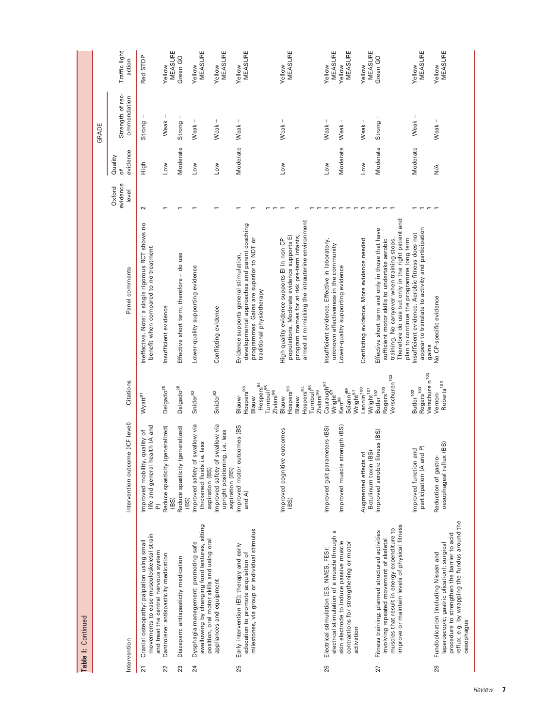**Table I:** Continued

| | Intervention | Intervention outcome (ICF level) | Citations | Panel comments | Oxford evidence level | GRADE Quality of evidence | GRADE Strength of recommendation | Traffic light action |
|---|---|---|---|---|---|---|---|---|
| 21 | Cranial osteopathy: palpation using small movements to ease musculoskeletal strain and treat the central nervous system | Improved mobility, quality of life and general health (A and P) | Wyatt[91] | Ineffective. Note: a single rigorous RCT shows no benefit when compared to no treatment | 2 | High | Strong – | Red STOP |
| 22 | Dantrolene: antispasticity medication | Reduce spasticity (generalized) (BS) | Delgado[26] | Insufficient evidence | 1 | Low | Weak – | Yellow MEASURE |
| 23 | Diazepam: antispasticity medication | Reduce spasticity (generalized) (BS) | Delgado[26] | Effective short term, therefore – do use | 1 | Moderate | Strong + | Green GO |
| 24 | Dysphagia management: promoting safe swallowing by changing food textures, sitting position, oral motor skills and using oral appliances and equipment | Improved safety of swallow via thickened fluids i.e. less aspiration (BS) | Snider[92] | Lower-quality supporting evidence | 1 | Low | Weak + | Yellow MEASURE |
| | | Improved safety of swallow via upright positioning, i.e. less aspiration (BS) | Snider[92] | Conflicting evidence | 1 | Low | Weak + | Yellow MEASURE |
| 25 | Early intervention (EI): therapy and early education to promote acquisition of milestones, via group or individual stimulus | Improved motor outcomes (BS and A) | Blauw-Hospers[93] Blauw Hospers[94] Turnbull[95] Ziviani[96] | Evidence supports general stimulation, developmental approaches and parent coaching programmes. Gains are superior to NDT or traditional physiotherapy | 1 1 1 1 | Moderate | Weak + | Yellow MEASURE |
| | | Improved cognitive outcomes (BS) | Blauw-Hospers[93] Blauw Hospers[94] Turnbull[95] Ziviani[96] | High quality evidence supports EI in non-CP populations. Moderate evidence supports EI program memes for at risk pre-term infants, aimed at mimicking the intrauterine environment | 1 1 1 1 | Low | Weak + | Yellow MEASURE |
| 26 | Electrical stimulation (ES, NMES, FES): electrical stimulation of a muscle through a skin electrode to induce passive muscle contractions for strengthening or motor activation | Improved gait parameters (BS) | Cauraugh[97] Wright[97] | Insufficient evidence. Effective in laboratory, unknown effectiveness in the community | 1 1 | Low | Weak + | Yellow MEASURE |
| | | Improved muscle strength (BS) | Kerr[98] Scianni[99] Wright[97] | Lower-quality supporting evidence | 1 1 1 | Moderate | Weak + | Yellow MEASURE |
| | | Augmented effects of Botulinum toxin (BS) | Lannin[100] Wright[101] | Conflicting evidence. More evidence needed | 1 1 | Low | Weak + | Yellow MEASURE |
| 27 | Fitness training: planned structured activities involving repeated movement of skeletal muscles that result in energy expenditure to improve or maintain levels of physical fitness | Improved aerobic fitness (BS) | Butler[102] Rogers[103] Verschuren[102] | Effective short term and only in those that have sufficient motor skills to undertake aerobic training. No carryover when training stops. Therefore do use but only in the right patient and plan to continue the programme long term | 1 1 1 | Moderate | Strong + | Green GO |
| | | Improved function and participation (A and P) | Butler[102] Rogers[103] Verschure n[102] | Insufficient evidence. Aerobic fitness does not appear to translate to activity and participation gains | 1 1 1 | Moderate | Weak – | Yellow MEASURE |
| 28 | Fundoplication (including Nissen and laparoscopic; gastric plication): surgical procedure to strengthen the barrier to acid reflux, e.g. by wrapping the fundus around the oesophagus | Reduction of gastro-oesophageal reflux (BS) | Vernon-Roberts[103] | No CP-specific evidence | 1 | N/A | Weak + | Yellow MEASURE |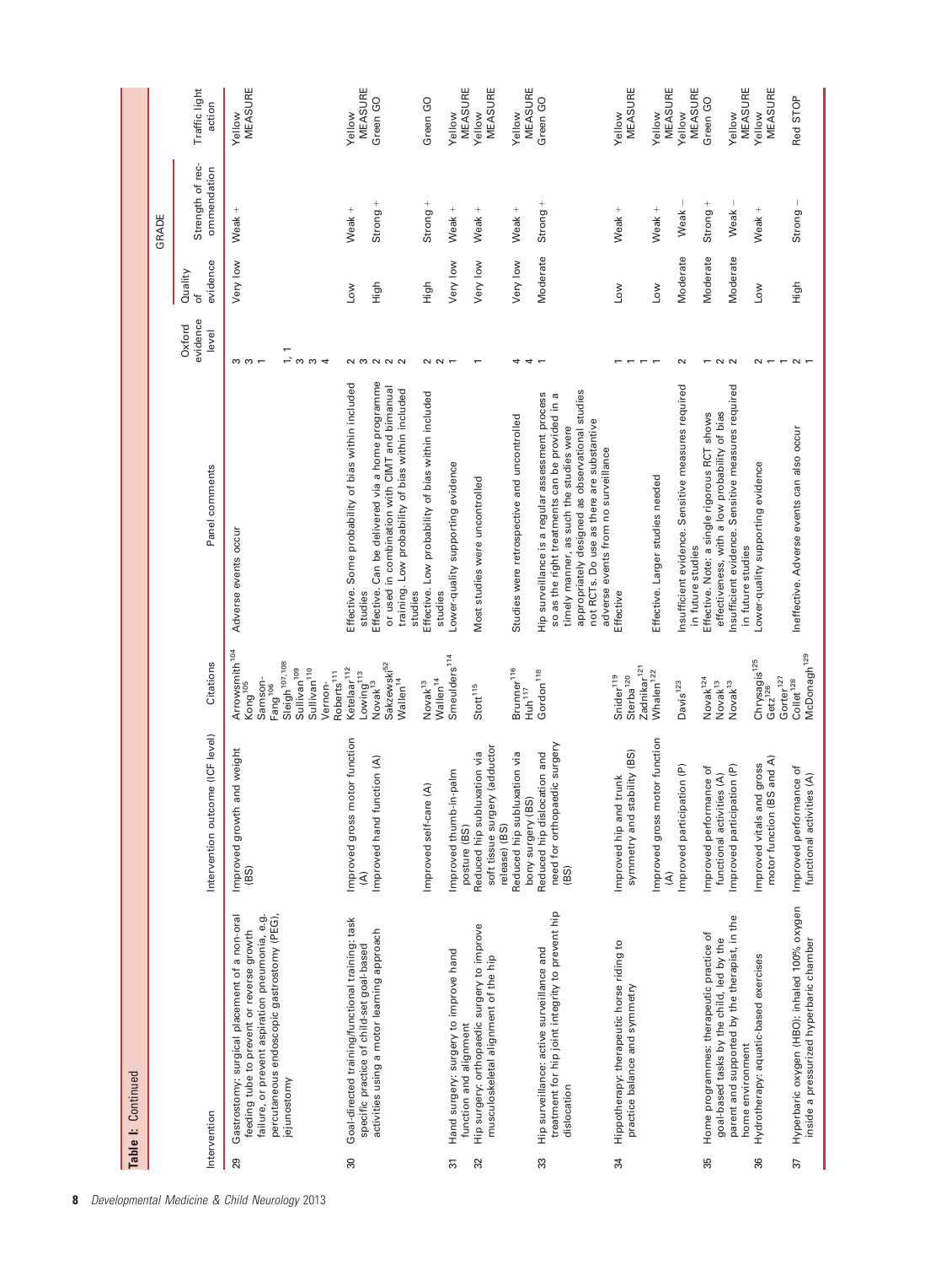**Table I:** Continued

| | Intervention | Intervention outcome (ICF level) | Citations | Panel comments | Oxford evidence level | GRADE Quality of evidence | GRADE Strength of recommendation | Traffic light action |
|---|---|---|---|---|---|---|---|---|
| 29 | Gastrostomy: surgical placement of a non-oral feeding tube to prevent or reverse growth failure, or prevent aspiration pneumonia, e.g. percutaneous endoscopic gastrostomy (PEG), jejunostomy | Improved growth and weight (BS) | Arrowsmith[104] Kong[105] Samson-Fang[106] Sleigh[107,108] Sullivan[109] Sullivan[110] Vernon-Roberts[111] | Adverse events occur | 3 3 1 1, 1 3 3 4 | Very low | Weak + | Yellow MEASURE |
| 30 | Goal-directed training/functional training: task specific practice of child-set goal-based activities using a motor learning approach | Improved gross motor function (A) | Ketelaar[112] Lowing[113] | Effective. Some probability of bias within included studies | 2 3 | Low | Weak + | Yellow MEASURE |
| | | Improved hand function (A) | Novak[13] Sakzewski[62] Wallen[14] | Effective. Can be delivered via a home programme or used in combination with CIMT and bimanual training. Low probability of bias within included studies | 2 2 2 | High | Strong + | Green GO |
| | | Improved self-care (A) | Novak[13] Wallen[14] | Effective. Low probability of bias within included studies | 2 2 | High | Strong + | Green GO |
| 31 | Hand surgery: surgery to improve hand function and alignment | Improved thumb-in-palm posture (BS) | Smeulders[114] | Lower-quality supporting evidence | 1 | Very low | Weak + | Yellow MEASURE |
| 32 | Hip surgery: orthopaedic surgery to improve musculoskeletal alignment of the hip | Reduced hip subluxation via soft tissue surgery (adductor release) (BS) | Stott[115] | Most studies were uncontrolled | 1 | Very low | Weak + | Yellow MEASURE |
| | | Reduced hip subluxation via bony surgery (BS) | Brunner[116] Huh[117] | Studies were retrospective and uncontrolled | 4 4 | Very low | Weak + | Yellow MEASURE |
| 33 | Hip surveillance: active surveillance and treatment for hip joint integrity to prevent hip dislocation | Reduced hip dislocation and need for orthopaedic surgery (BS) | Gordon[118] | Hip surveillance is a regular assessment process so as the right treatments can be provided in a timely manner, as such the studies were appropriately designed as observational studies not RCTs. Do use as there are substantive adverse events from no surveillance | 1 | Moderate | Strong + | Green GO |
| 34 | Hippotherapy: therapeutic horse riding to practice balance and symmetry | Improved hip and trunk symmetry and stability (BS) | Snider[119] Sterba[120] Zadnikar[121] | Effective | 1 1 1 | Low | Weak + | Yellow MEASURE |
| | | Improved gross motor function (A) | Whalen[122] | Effective. Larger studies needed | 1 | Low | Weak + | Yellow MEASURE |
| | | Improved participation (P) | Davis[123] | Insufficient evidence. Sensitive measures required in future studies | 2 | Moderate | Weak − | Yellow MEASURE |
| 35 | Home programmes: therapeutic practice of goal-based tasks by the child, led by the parent and supported by the therapist, in the home environment | Improved performance of functional activities (A) | Novak[124] Novak[13] | Effective. Note: a single rigorous RCT shows effectiveness, with a low probability of bias | 1 2 | Moderate | Strong + | Green GO |
| | | Improved participation (P) | Novak[13] | Insufficient evidence. Sensitive measures required in future studies | 2 | Moderate | Weak − | Yellow MEASURE |
| 36 | Hydrotherapy: aquatic-based exercises | Improved vitals and gross motor function (BS and A) | Chrysagis[125] Getz[126] Gorter[127] | Lower-quality supporting evidence | 2 1 1 | Low | Weak + | Yellow MEASURE |
| 37 | Hyperbaric oxygen (HBO): inhaled 100% oxygen inside a pressurized hyperbaric chamber | Improved performance of functional activities (A) | Collet[128] McDonagh[129] | Ineffective. Adverse events can also occur | 2 1 | High | Strong − | Red STOP |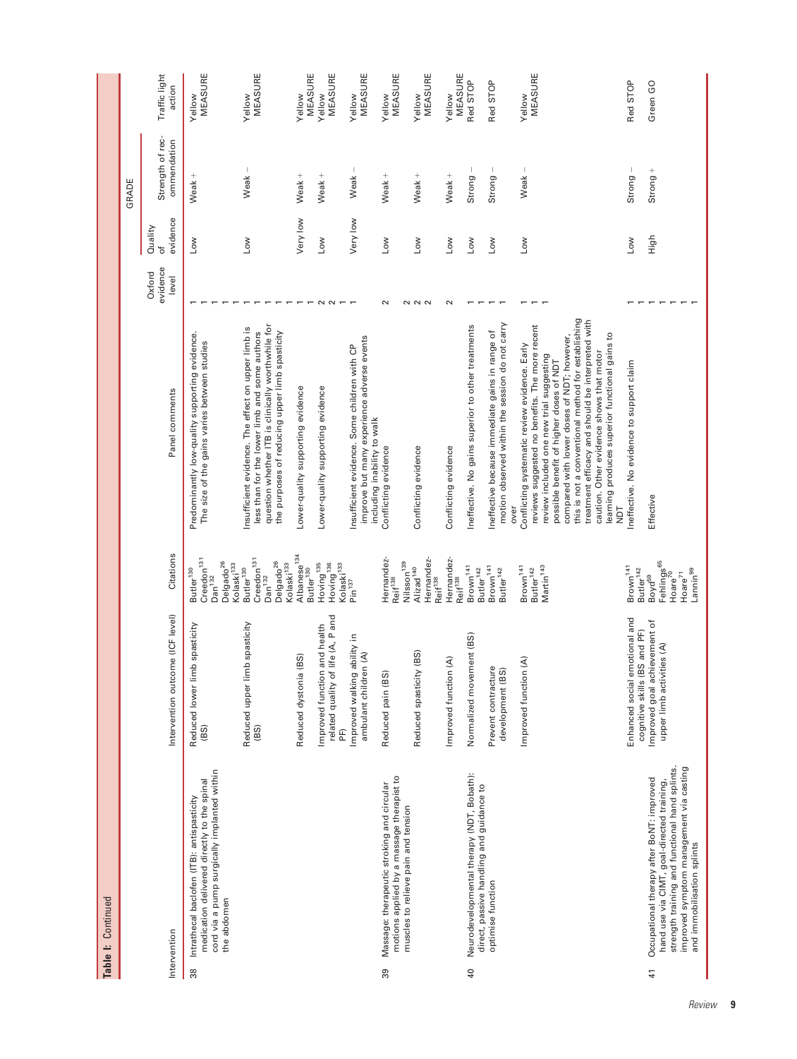**Table I:** Continued

| | Intervention | Intervention outcome (ICF level) | Citations | Panel comments | Oxford evidence level | Quality of evidence | GRADE Strength of recommendation | Traffic light action |
|---|---|---|---|---|---|---|---|---|
| 38 | Intrathecal baclofen (ITB): antispasticity medication delivered directly to the spinal cord via a pump surgically implanted within the abdomen | Reduced lower limb spasticity (BS) | Butler[130] Creedon[131] Dan[132] Delgado[26] Kolaski[133] | Predominantly low-quality supporting evidence. The size of the gains varies between studies | 1 1 1 1 1 | Low | Weak + | Yellow MEASURE |
| | | Reduced upper limb spasticity (BS) | Butler[130] Creedon[131] Dan[132] Delgado[26] Kolaski[133] | Insufficient evidence. The effect on upper limb is less than for the lower limb and some authors question whether ITB is clinically worthwhile for the purposes of reducing upper limb spasticity | 1 1 1 1 1 | Low | Weak − | Yellow MEASURE |
| | | Reduced dystonia (BS) | Albanese[134] Butler[130] | Lower-quality supporting evidence | 1 1 | Very low | Weak + | Yellow MEASURE |
| | | Improved function and health related quality of life (A, P and PF) | Hoving[135] Hoving[136] Kolaski[133] | Lower-quality supporting evidence | 2 2 1 | Low | Weak + | Yellow MEASURE |
| | | Improved walking ability in ambulant children (A) | Pin[137] | Insufficient evidence. Some children with CP improve but many experience adverse events including inability to walk | 1 | Very low | Weak − | Yellow MEASURE |
| 39 | Massage: therapeutic stroking and circular motions applied by a massage therapist to muscles to relieve pain and tension | Reduced pain (BS) | Hernandez-Reif[138] Nilsson[139] | Conflicting evidence | 2 | Low | Weak + | Yellow MEASURE |
| | | Reduced spasticity (BS) | Alizad[140] Hernandez-Reif[138] | Conflicting evidence | 2 2 2 | Low | Weak + | Yellow MEASURE |
| | | Improved function (A) | Hernandez-Reif[138] | Conflicting evidence | 2 | Low | Weak + | Yellow MEASURE |
| 40 | Neurodevelopmental therapy (NDT, Bobath): direct, passive handling and guidance to optimise function | Normalized movement (BS) | Brown[141] Butler[142] | Ineffective. No gains superior to other treatments | 1 1 | Low | Strong − | Red STOP |
| | | Prevent contracture development (BS) | Brown[141] Butler[142] | Ineffective because immediate gains in range of motion observed within the session do not carry over | 1 1 | Low | Strong − | Red STOP |
| | | Improved function (A) | Brown[141] Butler[142] Martin[143] | Conflicting systematic review evidence. Early reviews suggested no benefits. The more recent review included one new trial suggesting possible benefit of higher doses of NDT compared with lower doses of NDT; however, this is not a conventional method for establishing treatment efficacy and should be interpreted with caution. Other evidence shows that motor learning produces superior functional gains to NDT | 1 1 1 | Low | Weak − | Yellow MEASURE |
| | | Enhanced social emotional and cognitive skills (BS and PF) | Brown[141] Butler[142] | Ineffective. No evidence to support claim | 1 1 | Low | Strong − | Red STOP |
| 41 | Occupational therapy after BoNT: improved hand use via CIMT, goal-directed training, strength training and functional hand splints, improved symptom management via casting and immobilisation splints | Improved goal achievement of upper limb activities (A) | Boyd[69] Fehlings[65] Hoare[70] Hoare[71] Lannin[99] | Effective | 1 1 1 1 1 | High | Strong + | Green GO |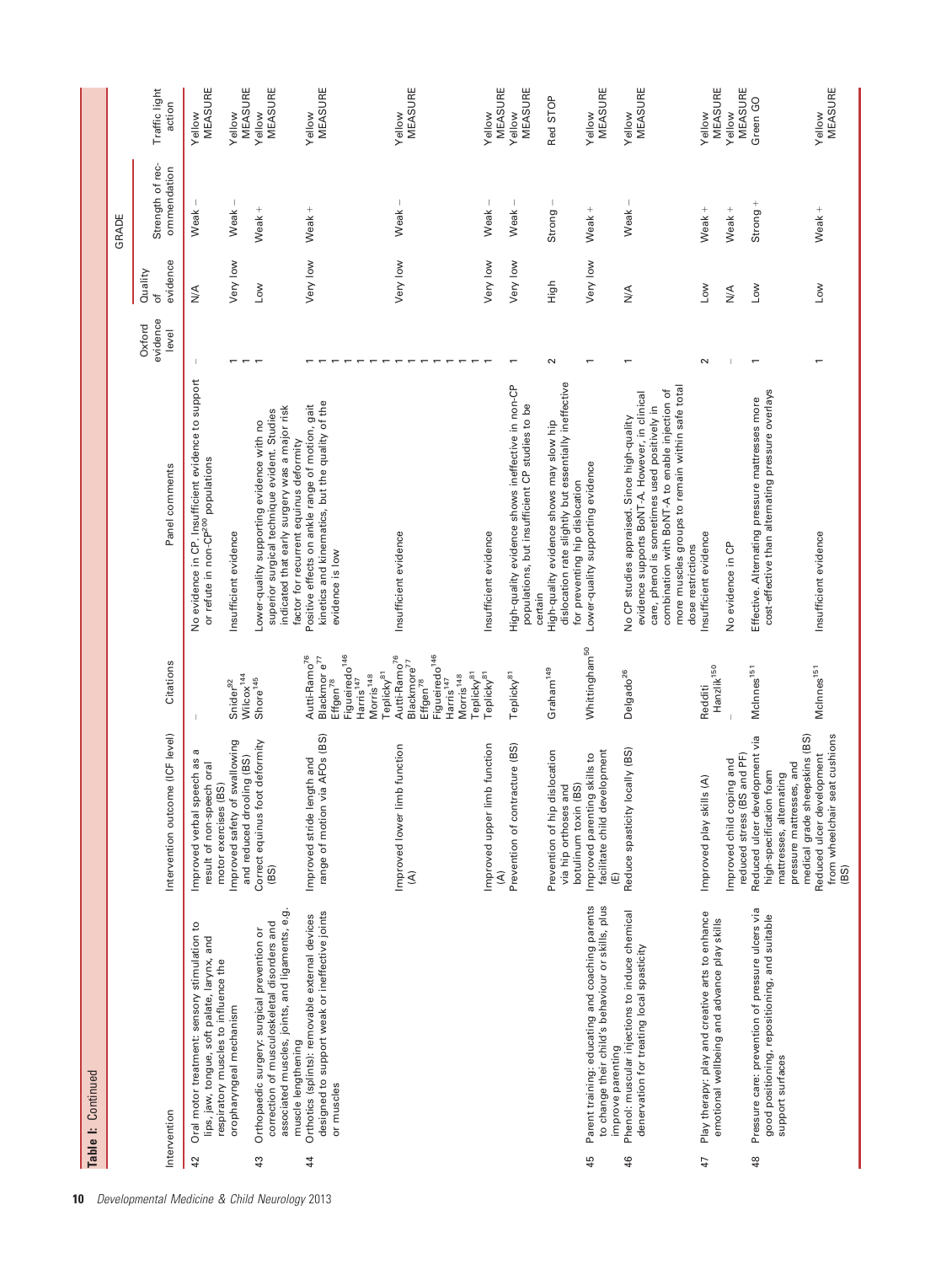**Table I:** Continued

| | Intervention | Intervention outcome (ICF level) | Citations | Panel comments | Oxford evidence level | Quality of evidence | Strength of recommendation | Traffic light action |
|---|---|---|---|---|---|---|---|---|
| | | | | | | GRADE | | |
| 42 | Oral motor treatment: sensory stimulation to lips, jaw, tongue, soft palate, larynx, and respiratory muscles to influence the oropharyngeal mechanism | Improved verbal speech as a result of non-speech oral motor exercises (BS) | – | No evidence in CP. Insufficient evidence to support or refute in non-CP[200] populations | – | N/A | Weak – | Yellow MEASURE |
| | | Improved safety of swallowing and reduced drooling (BS) | Snider[92] Wilcox[144] | Insufficient evidence | 1 1 | Very low | Weak – | Yellow MEASURE |
| 43 | Orthopaedic surgery: surgical prevention or correction of musculoskeletal disorders and associated muscles, joints, and ligaments, e.g. muscle lengthening | Correct equinus foot deformity (BS) | Shore[145] | Lower-quality supporting evidence with no superior surgical technique evident. Studies indicated that early surgery was a major risk factor for recurrent equinus deformity | 1 | Low | Weak + | Yellow MEASURE |
| 44 | Orthotics (splints): removable external devices designed to support weak or ineffective joints or muscles | Improved stride length and range of motion via AFOs (BS) | Autti-Ramo[76] Blackmore[77] Effgen[78] Figueiredo[146] Harris[147] Morris[148] Teplicky[81] | Positive effects on ankle range of motion, gait kinetics and kinematics, but the quality of the evidence is low | 1 1 1 1 1 1 1 | Very low | Weak + | Yellow MEASURE |
| | | Improved lower limb function (A) | Autti-Ramo[76] Blackmore[77] Effgen[78] Figueiredo[146] Harris[147] Morris[148] Teplicky[81] | Insufficient evidence | 1 1 1 1 1 1 1 | Very low | Weak – | Yellow MEASURE |
| | | Improved upper limb function (A) | Teplicky[81] | Insufficient evidence | 1 | Very low | Weak – | Yellow MEASURE |
| | | Prevention of contracture (BS) | Teplicky[81] | High-quality evidence shows ineffective in non-CP populations, but insufficient CP studies to be certain | 1 | Very low | Weak – | Yellow MEASURE |
| | | Prevention of hip dislocation via hip orthoses and botulinum toxin (BS) | Graham[149] | High-quality evidence shows may slow hip dislocation rate slightly but essentially ineffective for preventing hip dislocation | 2 | High | Strong – | Red STOP |
| 45 | Parent training: educating and coaching parents to change their child's behaviour or skills, plus improve parenting | Improved parenting skills to facilitate child development (E) | Whittingham[50] | Lower-quality supporting evidence | 1 | Very low | Weak + | Yellow MEASURE |
| 46 | Phenol: muscular injections to induce chemical denervation for treating local spasticity | Reduce spasticity locally (BS) | Delgado[26] | No CP studies appraised. Since high-quality evidence supports BoNT-A. However, in clinical care, phenol is sometimes used positively in combination with BoNT-A to enable injection of more muscles groups to remain within safe total dose restrictions | 1 | N/A | Weak – | Yellow MEASURE |
| 47 | Play therapy: play and creative arts to enhance emotional wellbeing and advance play skills | Improved play skills (A) | Redditi Hanzlik[150] | Insufficient evidence | 2 | Low | Weak + | Yellow MEASURE |
| | | Improved child coping and reduced stress (BS and PF) | – | No evidence in CP | – | N/A | Weak + | Yellow MEASURE |
| 48 | Pressure care: prevention of pressure ulcers via good positioning, repositioning, and suitable support surfaces | Reduced ulcer development via high-specification foam mattresses, alternating pressure mattresses, and medical grade sheepskins (BS) | McInnes[151] | Effective. Alternating pressure mattresses more cost-effective than alternating pressure overlays | 1 | Low | Strong + | Green GO |
| | | Reduced ulcer development from wheelchair seat cushions (BS) | McInnes[151] | Insufficient evidence | 1 | Low | Weak + | Yellow MEASURE |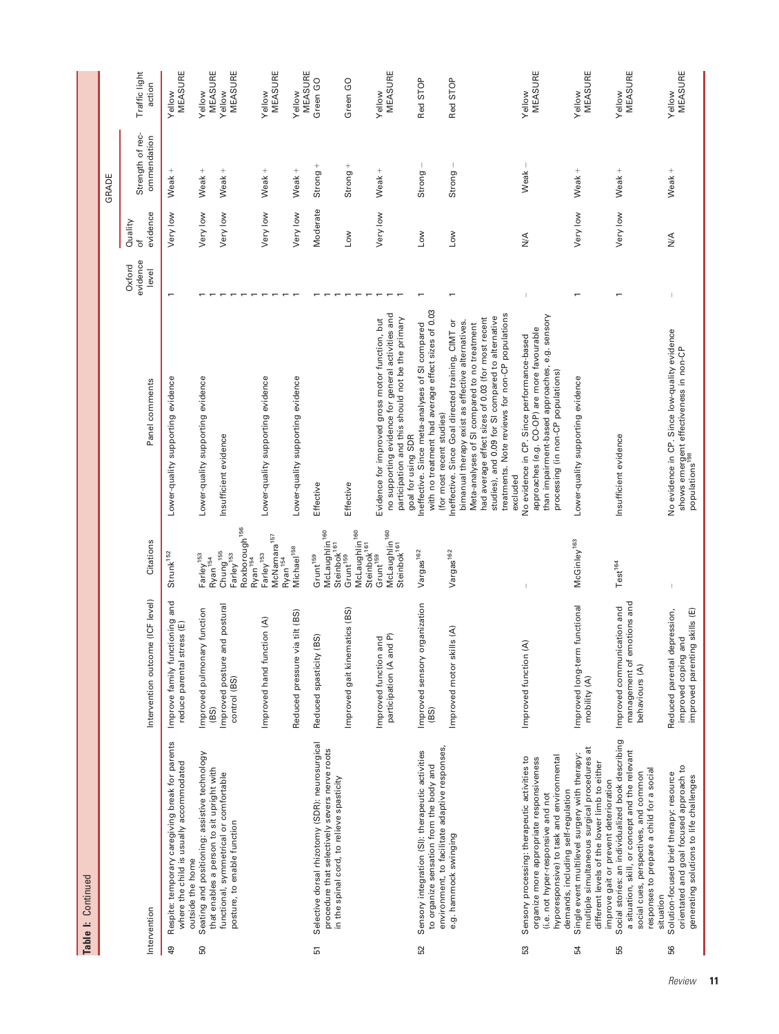**Table I: Continued**

| | Intervention | Intervention outcome (ICF level) | Citations | Panel comments | Oxford evidence level | GRADE Quality of evidence | GRADE Strength of recommendation | Traffic light action |
|---|---|---|---|---|---|---|---|---|
| 49 | Respite: temporary caregiving break for parents where the child is usually accommodated outside the home | Improve family functioning and reduce parental stress (E) | Strunk[152] | Lower-quality supporting evidence | 1 | Very low | Weak + | Yellow MEASURE |
| 50 | Seating and positioning: assistive technology that enables a person to sit upright with functional, symmetrical or comfortable posture, to enable function | Improved pulmonary function (BS) | Farley[153] Ryan[154] | Lower-quality supporting evidence | 1 1 | Very low | Weak + | Yellow MEASURE |
| | | Improved posture and postural control (BS) | Chung[155] Farley[153] Roxborough[156] Ryan[154] | Insufficient evidence | 1 1 1 1 | Very low | Weak + | Yellow MEASURE |
| | | Improved hand function (A) | Farley[153] McNamara[157] Ryan[154] | Lower-quality supporting evidence | 1 1 1 | Very low | Weak + | Yellow MEASURE |
| | | Reduced pressure via tilt (BS) | Michael[158] | Lower-quality supporting evidence | 1 | Very low | Weak + | Yellow MEASURE |
| 51 | Selective dorsal rhizotomy (SDR): neurosurgical procedure that selectively severs nerve roots in the spinal cord, to relieve spasticity | Reduced spasticity (BS) | Grunt[159] McLaughlin[160] Steinbok[161] | Effective | 1 1 1 | Moderate | Strong + | Green GO |
| | | Improved gait kinematics (BS) | Grunt[159] McLaughlin[160] Steinbok[161] | Effective | 1 1 1 | Low | Strong + | Green GO |
| | | Improved function and participation (A and P) | Grunt[159] McLaughlin[160] Steinbok[161] | Evidence for improved gross motor function, but no supporting evidence for general activities and participation and this should not be the primary goal for using SDR | 1 1 1 | Very low | Weak + | Yellow MEASURE |
| 52 | Sensory integration (SI): therapeutic activities to organize sensation from the body and environment, to facilitate adaptive responses, e.g. hammock swinging | Improved sensory organization (BS) | Vargas[162] | Ineffective. Since meta-analyses of SI compared with no treatment had average effect sizes of 0.03 (for most recent studies) | 1 | Low | Strong − | Red STOP |
| | | Improved motor skills (A) | Vargas[162] | Ineffective. Since Goal directed training, CIMT or bimanual therapy exist as effective alternatives. Meta-analyses of SI compared to no treatment had average effect sizes of 0.03 (for most recent studies), and 0.09 for SI compared to alternative treatments. Note reviews for non-CP populations excluded | 1 | Low | Strong − | Red STOP |
| 53 | Sensory processing: therapeutic activities to organize more appropriate responsiveness (i.e. not hyper-responsive and not hyporesponsive) to task and environmental demands, including self-regulation | Improved function (A) | – | No evidence in CP. Since performance-based approaches (e.g. CO-OP) are more favourable than impairment-based approaches, e.g. sensory processing (in non-CP populations) | – | N/A | Weak − | Yellow MEASURE |
| 54 | Single event multilevel surgery with therapy: multiple simultaneous surgical procedures at different levels of the lower limb to either improve gait or prevent deterioration | Improved long-term functional mobility (A) | McGinley[163] | Lower-quality supporting evidence | 1 | Very low | Weak + | Yellow MEASURE |
| 55 | Social stories: an individualized book describing a situation, skill, or concept and the relevant social cues, perspectives, and common responses to prepare a child for a social situation | Improved communication and management of emotions and behaviours (A) | Test[164] | Insufficient evidence | 1 | Very low | Weak + | Yellow MEASURE |
| 56 | Solution-focused brief therapy: resource orientated and goal focused approach to generating solutions to life challenges | Reduced parental depression, improved coping and improved parenting skills (E) | – | No evidence in CP. Since low-quality evidence shows emergent effectiveness in non-CP populations[198] | – | N/A | Weak + | Yellow MEASURE |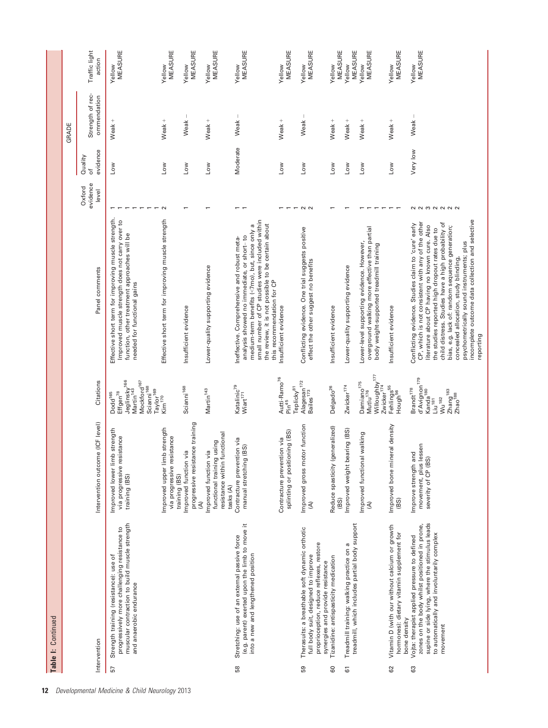**Table I:** Continued

| | Intervention | Intervention outcome (ICF level) | Citations | Panel comments | Oxford evidence level | GRADE Quality of evidence | GRADE Strength of recommendation | Traffic light action |
|---|---|---|---|---|---|---|---|---|
| 57 | Strength training (resistance): use of progressively more challenging resistance to muscular contraction to build muscle strength and anaerobic endurance | Improved lower limb strength via progressive resistance training (BS) | Dodd[165] Effgen[78] Jeglinsky[166] Martin[143] Mockford[167] Scianni[168] Taylor[169] | Effective short term for improving muscle strength. Improved muscle strength does not carry over to function, other treatment approaches will be needed for functional gains | 1 1 1 1 1 1 1 | Low | Weak + | Yellow MEASURE |
| | | Improved upper limb strength via progressive resistance training (BS) | Kim[170] | Effective short term for improving muscle strength | 2 | Low | Weak + | Yellow MEASURE |
| | | Improved function via progressive resistance training (A) | Scianni[168] | Insufficient evidence | 1 | Low | Weak − | Yellow MEASURE |
| | | Improved function via functional training using resistance within functional tasks (A) | Martin[143] | Lower-quality supporting evidence | 1 | Low | Weak + | Yellow MEASURE |
| 58 | Stretching: use of an external passive force (e.g. parent) exerted upon the limb to move it into a new and lengthened position | Contracture prevention via manual stretching (BS) | Katalinic[79] Wiart[171] | Ineffective. Comprehensive and robust meta-analysis showed no immediate, or short- to medium-term benefits (<7mo), but, since only a small number of CP studies were included within the review, it is not possible to be certain about this recommendation for CP | 1 1 | Moderate | Weak − | Yellow MEASURE |
| | | Contracture prevention via splinting or positioning (BS) | Autti-Ramo[76] Pin[45] Teplicky[81] | Insufficient evidence | 1 1 1 | Low | Weak + | Yellow MEASURE |
| 59 | Therasuits: a breathable soft dynamic orthotic full body suit, designed to improve proprioception, reduce reflexes, restore synergies and provide resistance | Improved gross motor function (A) | Alagesan[172] Bailes[173] | Conflicting evidence. One trial suggests positive effect the other suggest no benefits | 2 2 | Low | Weak − | Yellow MEASURE |
| 60 | Tizanidine: antispasticity medication | Reduce spasticity (generalized) (BS) | Delgado[26] | Insufficient evidence | 1 | Low | Weak + | Yellow MEASURE |
| 61 | Treadmill training: walking practice on a treadmill, which includes partial body support | Improved weight bearing (BS) | Zwicker[174] | Lower-quality supporting evidence | 1 | Low | Weak + | Yellow MEASURE |
| | | Improved functional walking (A) | Damiano[175] Mutlu[176] Willoughby[177] Zwicker[174] | Lower-level supporting evidence. However, overground walking more effective than partial body weight-supported treadmill training | 1 1 1 1 | Low | Weak + | Yellow MEASURE |
| 62 | Vitamin D (with our without calcium or growth hormones): dietary vitamin supplement for bone density | Improved bone mineral density (BS) | Fehlings[55] Hough[56] | Insufficient evidence | 1 1 | Low | Weak + | Yellow MEASURE |
| 63 | Vojta: therapist applied pressure to defined zones on the body whilst positioned in prone, supine or side lying, where the stimulus leads to automatically and involuntarily complex movement | Improve strength and movement, plus lessen severity of CP (BS) | Brandt[178] d'Avignon[179] Kanda[180] Liu[181] Wu[182] Zhang[183] Zhao[188] | Conflicting evidence. Studies claim to 'cure' early CP, which is not consistent with any of the other literature about CP having no known cure. Also the studies reported high dropout rates due to child distress. Studies have a high probability of bias, e.g. lack of: random sequence generation; concealed allocation, study blinding, psychometrically sound instruments; plus incomplete outcome data collection and selective reporting | 2 2 3 2 2 2 2 | Very low | Weak − | Yellow MEASURE |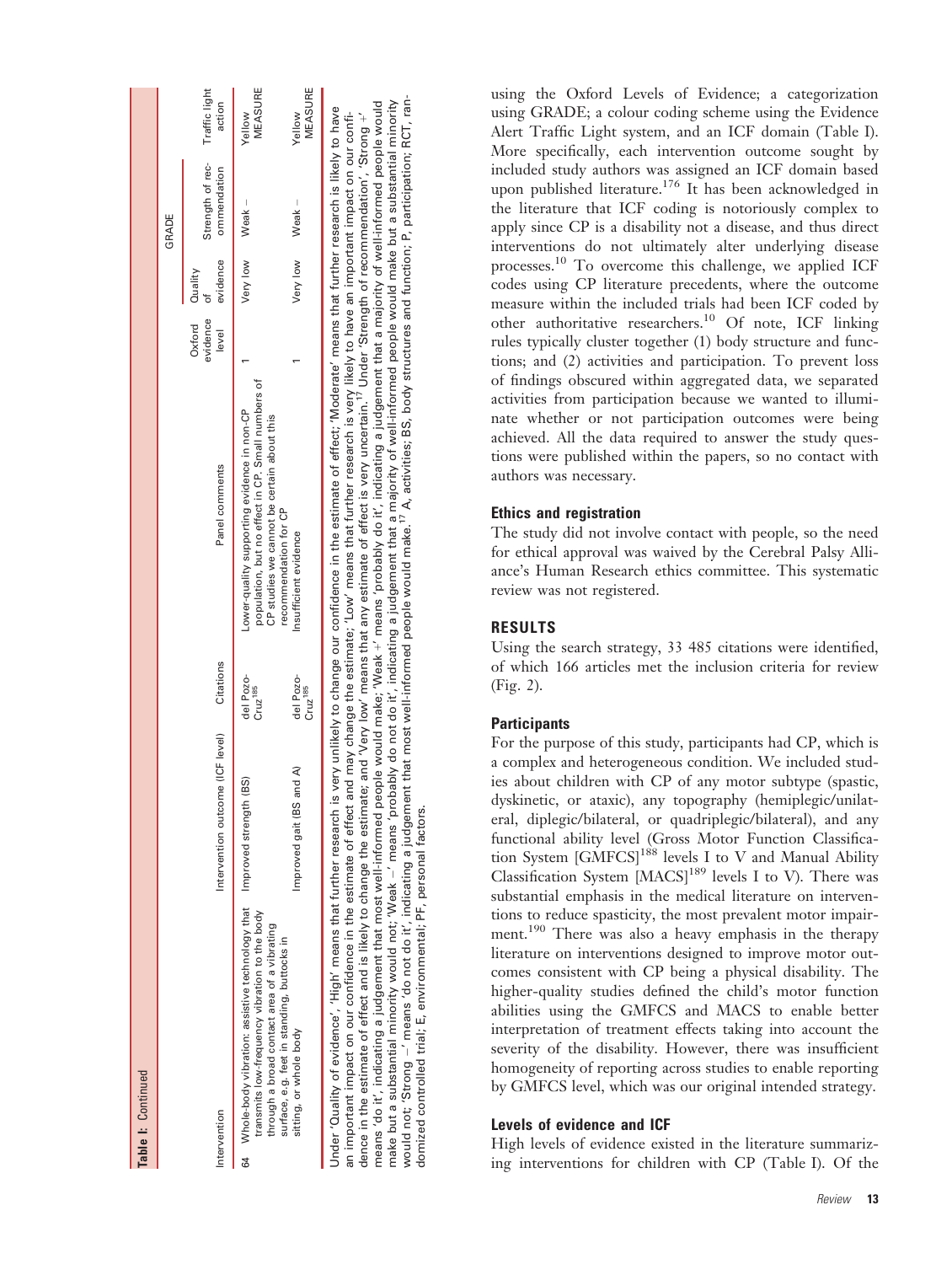**Table I:** Continued

| Intervention | Intervention outcome (ICF level) | Citations | Panel comments | Oxford evidence level | GRADE Quality of evidence | GRADE Strength of recommendation | Traffic light action |
|---|---|---|---|---|---|---|---|
| 64 Whole-body vibration: assistive technology that transmits low-frequency vibration to the body through a broad contact area of a vibrating surface, e.g. feet in standing, buttocks in sitting, or whole body | Improved strength (BS) | del Pozo-Cruz[185] | Lower-quality supporting evidence in non-CP population, but no effect in CP. Small numbers of CP studies we cannot be certain about this recommendation for CP | 1 | Very low | Weak – | Yellow MEASURE |
| | Improved gait (BS and A) | del Pozo-Cruz[185] | Insufficient evidence | 1 | Very low | Weak – | Yellow MEASURE |

Under 'Quality of evidence', 'High' means that further research is very unlikely to change our confidence in the estimate of effect; 'Moderate' means that further research is likely to have an important impact on our confidence in the estimate of effect and may change the estimate; 'Low' means that further research is very likely to have an important impact on our confidence in the estimate of effect and is likely to change the estimate; and 'Very low' means that any estimate of effect is very uncertain.[17] Under 'Strength of recommendation', 'Strong +' means 'do it', indicating a judgement that most well-informed people would make; 'Weak +' means 'probably do it', indicating a judgement that a majority of well-informed people would make but a substantial minority would not; 'Weak –' means 'probably do not do it', indicating a judgement that a majority of well-informed people would make but a substantial minority would not; 'Strong –' means 'do not do it', indicating a judgement that most well-informed people would make.[17] A, activities; BS, body structures and function; P, participation; RCT, randomized controlled trial; E, environmental; PF, personal factors.

using the Oxford Levels of Evidence; a categorization using GRADE; a colour coding scheme using the Evidence Alert Traffic Light system, and an ICF domain (Table I). More specifically, each intervention outcome sought by included study authors was assigned an ICF domain based upon published literature.[176] It has been acknowledged in the literature that ICF coding is notoriously complex to apply since CP is a disability not a disease, and thus direct interventions do not ultimately alter underlying disease processes.[10] To overcome this challenge, we applied ICF codes using CP literature precedents, where the outcome measure within the included trials had been ICF coded by other authoritative researchers.[10] Of note, ICF linking rules typically cluster together (1) body structure and functions; and (2) activities and participation. To prevent loss of findings obscured within aggregated data, we separated activities from participation because we wanted to illuminate whether or not participation outcomes were being achieved. All the data required to answer the study questions were published within the papers, so no contact with authors was necessary.

### Ethics and registration

The study did not involve contact with people, so the need for ethical approval was waived by the Cerebral Palsy Alliance's Human Research ethics committee. This systematic review was not registered.

## RESULTS

Using the search strategy, 33 485 citations were identified, of which 166 articles met the inclusion criteria for review (Fig. 2).

### Participants

For the purpose of this study, participants had CP, which is a complex and heterogeneous condition. We included studies about children with CP of any motor subtype (spastic, dyskinetic, or ataxic), any topography (hemiplegic/unilateral, diplegic/bilateral, or quadriplegic/bilateral), and any functional ability level (Gross Motor Function Classification System [GMFCS][188] levels I to V and Manual Ability Classification System [MACS][189] levels I to V). There was substantial emphasis in the medical literature on interventions to reduce spasticity, the most prevalent motor impairment.[190] There was also a heavy emphasis in the therapy literature on interventions designed to improve motor outcomes consistent with CP being a physical disability. The higher-quality studies defined the child's motor function abilities using the GMFCS and MACS to enable better interpretation of treatment effects taking into account the severity of the disability. However, there was insufficient homogeneity of reporting across studies to enable reporting by GMFCS level, which was our original intended strategy.

### Levels of evidence and ICF

High levels of evidence existed in the literature summarizing interventions for children with CP (Table I). Of the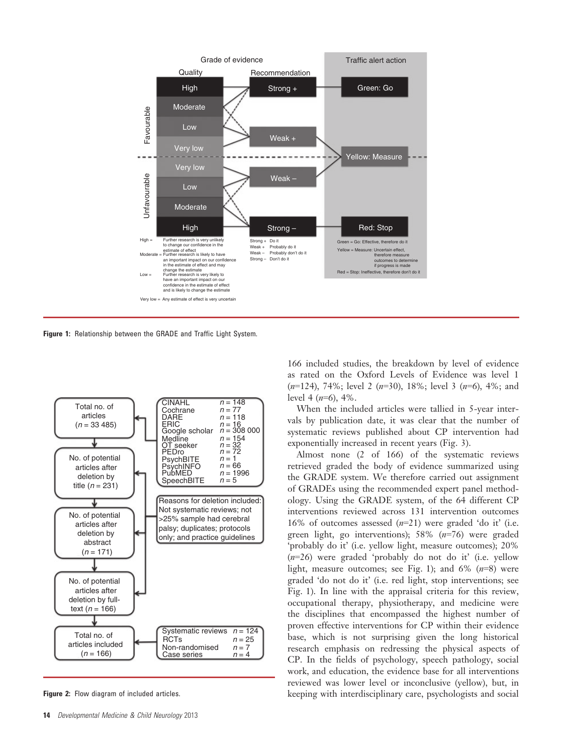**Figure 1:** Relationship between the GRADE and Traffic Light System.

**Figure 2:** Flow diagram of included articles.

166 included studies, the breakdown by level of evidence as rated on the Oxford Levels of Evidence was level 1 (*n*=124), 74%; level 2 (*n*=30), 18%; level 3 (*n*=6), 4%; and level 4 (*n*=6), 4%.

When the included articles were tallied in 5-year intervals by publication date, it was clear that the number of systematic reviews published about CP intervention had exponentially increased in recent years (Fig. 3).

Almost none (2 of 166) of the systematic reviews retrieved graded the body of evidence summarized using the GRADE system. We therefore carried out assignment of GRADEs using the recommended expert panel methodology. Using the GRADE system, of the 64 different CP interventions reviewed across 131 intervention outcomes 16% of outcomes assessed (*n*=21) were graded 'do it' (i.e. green light, go interventions); 58% (*n*=76) were graded 'probably do it' (i.e. yellow light, measure outcomes); 20% (*n*=26) were graded 'probably do not do it' (i.e. yellow light, measure outcomes; see Fig. 1); and 6% (*n*=8) were graded 'do not do it' (i.e. red light, stop interventions; see Fig. 1). In line with the appraisal criteria for this review, occupational therapy, physiotherapy, and medicine were the disciplines that encompassed the highest number of proven effective interventions for CP within their evidence base, which is not surprising given the long historical research emphasis on redressing the physical aspects of CP. In the fields of psychology, speech pathology, social work, and education, the evidence base for all interventions reviewed was lower level or inconclusive (yellow), but, in keeping with interdisciplinary care, psychologists and social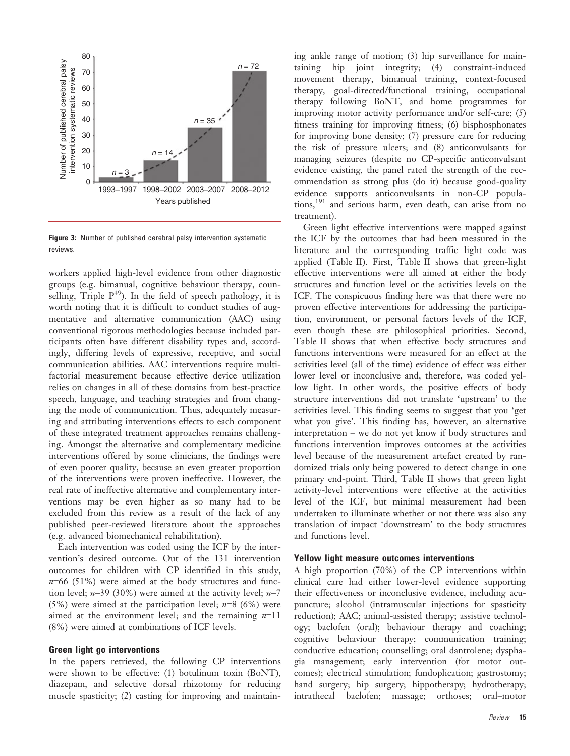Figure 3: Number of published cerebral palsy intervention systematic reviews.

workers applied high-level evidence from other diagnostic groups (e.g. bimanual, cognitive behaviour therapy, counselling, Triple P[49]). In the field of speech pathology, it is worth noting that it is difficult to conduct studies of augmentative and alternative communication (AAC) using conventional rigorous methodologies because included participants often have different disability types and, accordingly, differing levels of expressive, receptive, and social communication abilities. AAC interventions require multifactorial measurement because effective device utilization relies on changes in all of these domains from best-practice speech, language, and teaching strategies and from changing the mode of communication. Thus, adequately measuring and attributing interventions effects to each component of these integrated treatment approaches remains challenging. Amongst the alternative and complementary medicine interventions offered by some clinicians, the findings were of even poorer quality, because an even greater proportion of the interventions were proven ineffective. However, the real rate of ineffective alternative and complementary interventions may be even higher as so many had to be excluded from this review as a result of the lack of any published peer-reviewed literature about the approaches (e.g. advanced biomechanical rehabilitation).

Each intervention was coded using the ICF by the intervention's desired outcome. Out of the 131 intervention outcomes for children with CP identified in this study, $n$=66 (51%) were aimed at the body structures and function level; $n$=39 (30%) were aimed at the activity level; $n$=7 (5%) were aimed at the participation level; $n$=8 (6%) were aimed at the environment level; and the remaining $n$=11 (8%) were aimed at combinations of ICF levels.

### Green light go interventions

In the papers retrieved, the following CP interventions were shown to be effective: (1) botulinum toxin (BoNT), diazepam, and selective dorsal rhizotomy for reducing muscle spasticity; (2) casting for improving and maintaining ankle range of motion; (3) hip surveillance for maintaining hip joint integrity; (4) constraint-induced movement therapy, bimanual training, context-focused therapy, goal-directed/functional training, occupational therapy following BoNT, and home programmes for improving motor activity performance and/or self-care; (5) fitness training for improving fitness; (6) bisphosphonates for improving bone density; (7) pressure care for reducing the risk of pressure ulcers; and (8) anticonvulsants for managing seizures (despite no CP-specific anticonvulsant evidence existing, the panel rated the strength of the recommendation as strong plus (do it) because good-quality evidence supports anticonvulsants in non-CP populations,[191] and serious harm, even death, can arise from no treatment).

Green light effective interventions were mapped against the ICF by the outcomes that had been measured in the literature and the corresponding traffic light code was applied (Table II). First, Table II shows that green-light effective interventions were all aimed at either the body structures and function level or the activities levels on the ICF. The conspicuous finding here was that there were no proven effective interventions for addressing the participation, environment, or personal factors levels of the ICF, even though these are philosophical priorities. Second, Table II shows that when effective body structures and functions interventions were measured for an effect at the activities level (all of the time) evidence of effect was either lower level or inconclusive and, therefore, was coded yellow light. In other words, the positive effects of body structure interventions did not translate 'upstream' to the activities level. This finding seems to suggest that you 'get what you give'. This finding has, however, an alternative interpretation – we do not yet know if body structures and functions intervention improves outcomes at the activities level because of the measurement artefact created by randomized trials only being powered to detect change in one primary end-point. Third, Table II shows that green light activity-level interventions were effective at the activities level of the ICF, but minimal measurement had been undertaken to illuminate whether or not there was also any translation of impact 'downstream' to the body structures and functions level.

### Yellow light measure outcomes interventions

A high proportion (70%) of the CP interventions within clinical care had either lower-level evidence supporting their effectiveness or inconclusive evidence, including acupuncture; alcohol (intramuscular injections for spasticity reduction); AAC; animal-assisted therapy; assistive technology; baclofen (oral); behaviour therapy and coaching; cognitive behaviour therapy; communication training; conductive education; counselling; oral dantrolene; dysphagia management; early intervention (for motor outcomes); electrical stimulation; fundoplication; gastrostomy; hand surgery; hip surgery; hippotherapy; hydrotherapy; intrathecal baclofen; massage; orthoses; oral–motor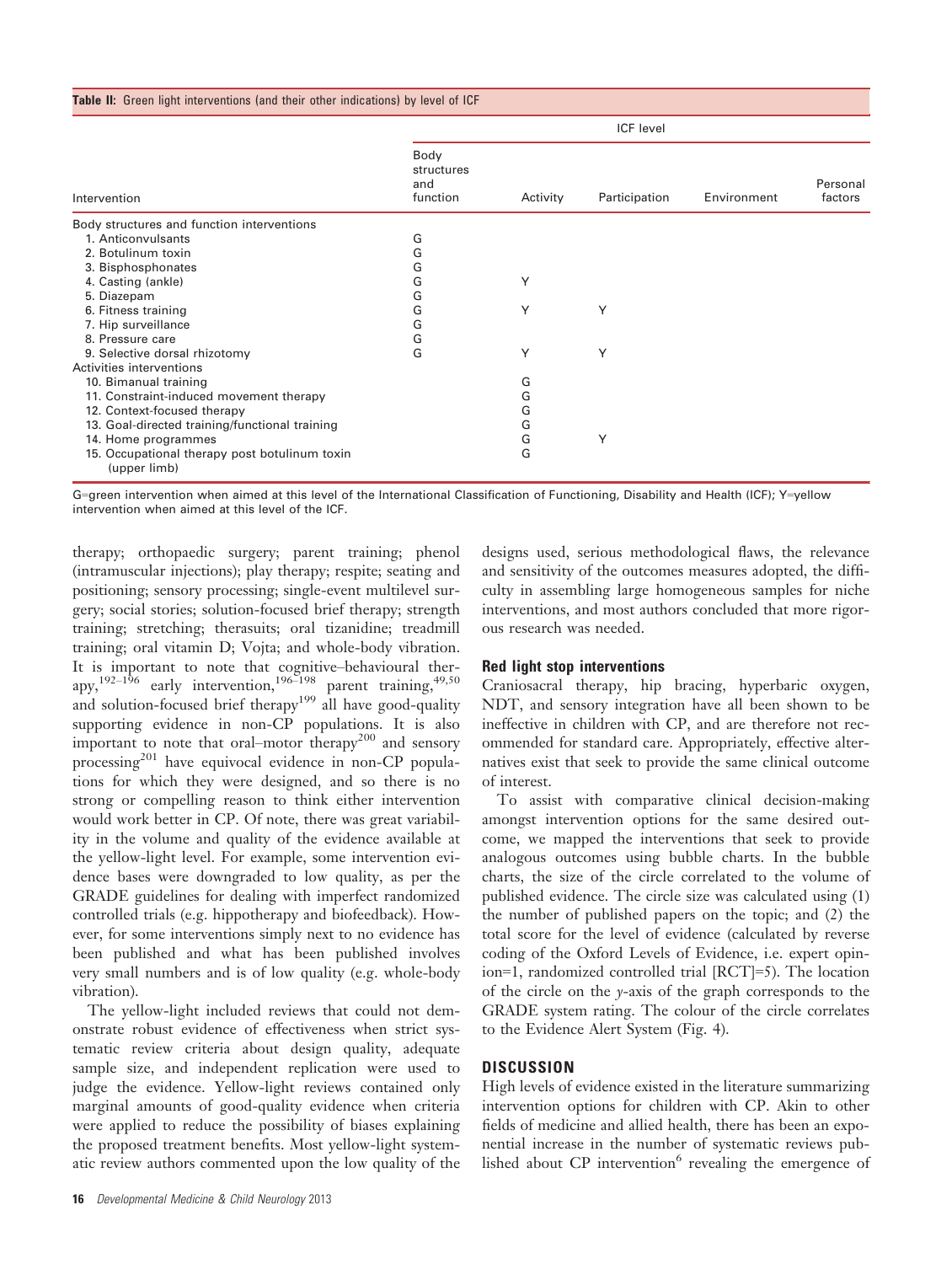**Table II:** Green light interventions (and their other indications) by level of ICF

| Intervention | ICF level | | | | |
|---|---|---|---|---|---|
| | Body structures and function | Activity | Participation | Environment | Personal factors |
| Body structures and function interventions | | | | | |
| 1. Anticonvulsants | G | | | | |
| 2. Botulinum toxin | G | | | | |
| 3. Bisphosphonates | G | | | | |
| 4. Casting (ankle) | G | Y | | | |
| 5. Diazepam | G | | | | |
| 6. Fitness training | G | Y | Y | | |
| 7. Hip surveillance | G | | | | |
| 8. Pressure care | G | | | | |
| 9. Selective dorsal rhizotomy | G | Y | Y | | |
| Activities interventions | | | | | |
| 10. Bimanual training | | G | | | |
| 11. Constraint-induced movement therapy | | G | | | |
| 12. Context-focused therapy | | G | | | |
| 13. Goal-directed training/functional training | | G | | | |
| 14. Home programmes | | G | Y | | |
| 15. Occupational therapy post botulinum toxin (upper limb) | | G | | | |

G=green intervention when aimed at this level of the International Classification of Functioning, Disability and Health (ICF); Y=yellow intervention when aimed at this level of the ICF.

therapy; orthopaedic surgery; parent training; phenol (intramuscular injections); play therapy; respite; seating and positioning; sensory processing; single-event multilevel surgery; social stories; solution-focused brief therapy; strength training; stretching; therasuits; oral tizanidine; treadmill training; oral vitamin D; Vojta; and whole-body vibration. It is important to note that cognitive–behavioural therapy,[192–196] early intervention,[196–198] parent training,[49,50] and solution-focused brief therapy[199] all have good-quality supporting evidence in non-CP populations. It is also important to note that oral–motor therapy[200] and sensory processing[201] have equivocal evidence in non-CP populations for which they were designed, and so there is no strong or compelling reason to think either intervention would work better in CP. Of note, there was great variability in the volume and quality of the evidence available at the yellow-light level. For example, some intervention evidence bases were downgraded to low quality, as per the GRADE guidelines for dealing with imperfect randomized controlled trials (e.g. hippotherapy and biofeedback). However, for some interventions simply next to no evidence has been published and what has been published involves very small numbers and is of low quality (e.g. whole-body vibration).

The yellow-light included reviews that could not demonstrate robust evidence of effectiveness when strict systematic review criteria about design quality, adequate sample size, and independent replication were used to judge the evidence. Yellow-light reviews contained only marginal amounts of good-quality evidence when criteria were applied to reduce the possibility of biases explaining the proposed treatment benefits. Most yellow-light systematic review authors commented upon the low quality of the designs used, serious methodological flaws, the relevance and sensitivity of the outcomes measures adopted, the difficulty in assembling large homogeneous samples for niche interventions, and most authors concluded that more rigorous research was needed.

### Red light stop interventions

Craniosacral therapy, hip bracing, hyperbaric oxygen, NDT, and sensory integration have all been shown to be ineffective in children with CP, and are therefore not recommended for standard care. Appropriately, effective alternatives exist that seek to provide the same clinical outcome of interest.

To assist with comparative clinical decision-making amongst intervention options for the same desired outcome, we mapped the interventions that seek to provide analogous outcomes using bubble charts. In the bubble charts, the size of the circle correlated to the volume of published evidence. The circle size was calculated using (1) the number of published papers on the topic; and (2) the total score for the level of evidence (calculated by reverse coding of the Oxford Levels of Evidence, i.e. expert opinion=1, randomized controlled trial [RCT]=5). The location of the circle on the *y*-axis of the graph corresponds to the GRADE system rating. The colour of the circle correlates to the Evidence Alert System (Fig. 4).

## DISCUSSION

High levels of evidence existed in the literature summarizing intervention options for children with CP. Akin to other fields of medicine and allied health, there has been an exponential increase in the number of systematic reviews published about CP intervention[6] revealing the emergence of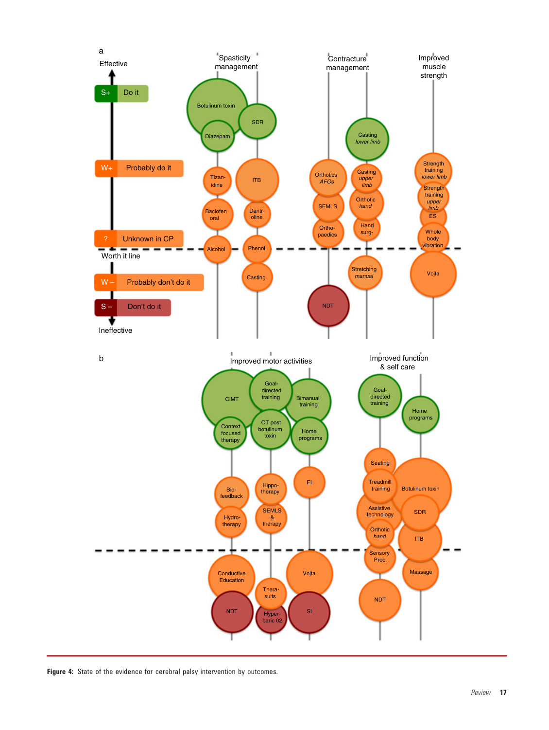Figure 4: State of the evidence for cerebral palsy intervention by outcomes.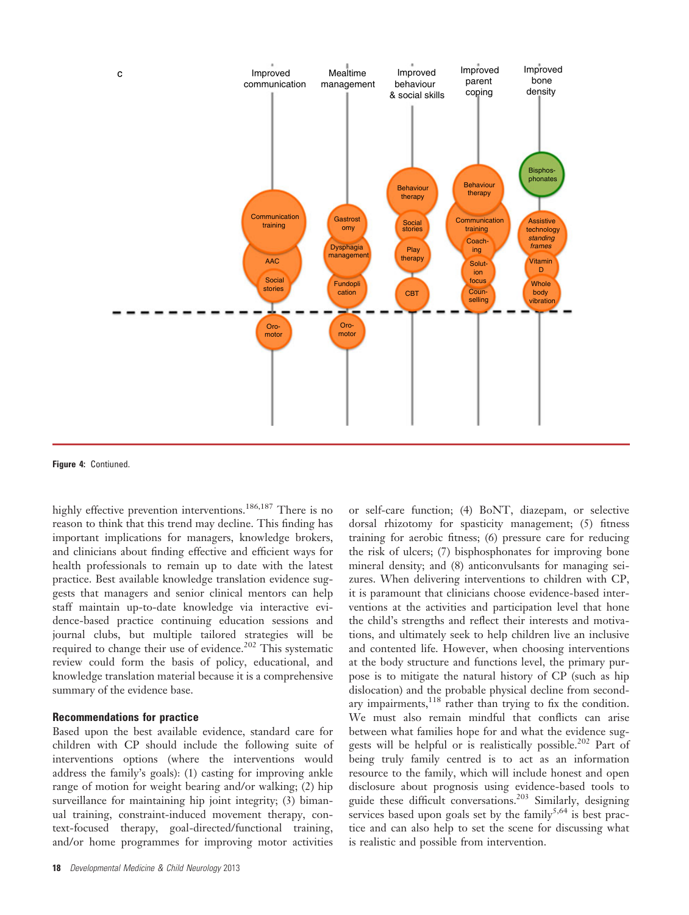**Figure 4:** Contiuned.

highly effective prevention interventions.[186,187] There is no reason to think that this trend may decline. This finding has important implications for managers, knowledge brokers, and clinicians about finding effective and efficient ways for health professionals to remain up to date with the latest practice. Best available knowledge translation evidence suggests that managers and senior clinical mentors can help staff maintain up-to-date knowledge via interactive evidence-based practice continuing education sessions and journal clubs, but multiple tailored strategies will be required to change their use of evidence.[202] This systematic review could form the basis of policy, educational, and knowledge translation material because it is a comprehensive summary of the evidence base.

## Recommendations for practice

Based upon the best available evidence, standard care for children with CP should include the following suite of interventions options (where the interventions would address the family's goals): (1) casting for improving ankle range of motion for weight bearing and/or walking; (2) hip surveillance for maintaining hip joint integrity; (3) bimanual training, constraint-induced movement therapy, context-focused therapy, goal-directed/functional training, and/or home programmes for improving motor activities or self-care function; (4) BoNT, diazepam, or selective dorsal rhizotomy for spasticity management; (5) fitness training for aerobic fitness; (6) pressure care for reducing the risk of ulcers; (7) bisphosphonates for improving bone mineral density; and (8) anticonvulsants for managing seizures. When delivering interventions to children with CP, it is paramount that clinicians choose evidence-based interventions at the activities and participation level that hone the child's strengths and reflect their interests and motivations, and ultimately seek to help children live an inclusive and contented life. However, when choosing interventions at the body structure and functions level, the primary purpose is to mitigate the natural history of CP (such as hip dislocation) and the probable physical decline from secondary impairments,[118] rather than trying to fix the condition. We must also remain mindful that conflicts can arise between what families hope for and what the evidence suggests will be helpful or is realistically possible.[202] Part of being truly family centred is to act as an information resource to the family, which will include honest and open disclosure about prognosis using evidence-based tools to guide these difficult conversations.[203] Similarly, designing services based upon goals set by the family[5,64] is best practice and can also help to set the scene for discussing what is realistic and possible from intervention.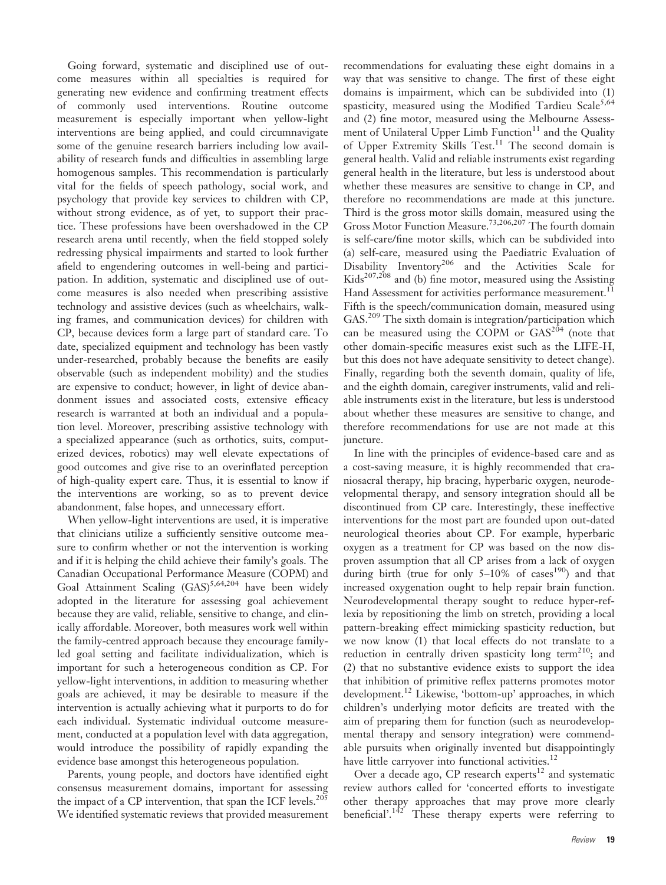Going forward, systematic and disciplined use of outcome measures within all specialties is required for generating new evidence and confirming treatment effects of commonly used interventions. Routine outcome measurement is especially important when yellow-light interventions are being applied, and could circumnavigate some of the genuine research barriers including low availability of research funds and difficulties in assembling large homogenous samples. This recommendation is particularly vital for the fields of speech pathology, social work, and psychology that provide key services to children with CP, without strong evidence, as of yet, to support their practice. These professions have been overshadowed in the CP research arena until recently, when the field stopped solely redressing physical impairments and started to look further afield to engendering outcomes in well-being and participation. In addition, systematic and disciplined use of outcome measures is also needed when prescribing assistive technology and assistive devices (such as wheelchairs, walking frames, and communication devices) for children with CP, because devices form a large part of standard care. To date, specialized equipment and technology has been vastly under-researched, probably because the benefits are easily observable (such as independent mobility) and the studies are expensive to conduct; however, in light of device abandonment issues and associated costs, extensive efficacy research is warranted at both an individual and a population level. Moreover, prescribing assistive technology with a specialized appearance (such as orthotics, suits, computerized devices, robotics) may well elevate expectations of good outcomes and give rise to an overinflated perception of high-quality expert care. Thus, it is essential to know if the interventions are working, so as to prevent device abandonment, false hopes, and unnecessary effort.

When yellow-light interventions are used, it is imperative that clinicians utilize a sufficiently sensitive outcome measure to confirm whether or not the intervention is working and if it is helping the child achieve their family's goals. The Canadian Occupational Performance Measure (COPM) and Goal Attainment Scaling (GAS)[5,64,204] have been widely adopted in the literature for assessing goal achievement because they are valid, reliable, sensitive to change, and clinically affordable. Moreover, both measures work well within the family-centred approach because they encourage family-led goal setting and facilitate individualization, which is important for such a heterogeneous condition as CP. For yellow-light interventions, in addition to measuring whether goals are achieved, it may be desirable to measure if the intervention is actually achieving what it purports to do for each individual. Systematic individual outcome measurement, conducted at a population level with data aggregation, would introduce the possibility of rapidly expanding the evidence base amongst this heterogeneous population.

Parents, young people, and doctors have identified eight consensus measurement domains, important for assessing the impact of a CP intervention, that span the ICF levels.[205] We identified systematic reviews that provided measurement recommendations for evaluating these eight domains in a way that was sensitive to change. The first of these eight domains is impairment, which can be subdivided into (1) spasticity, measured using the Modified Tardieu Scale[5,64] and (2) fine motor, measured using the Melbourne Assessment of Unilateral Upper Limb Function[11] and the Quality of Upper Extremity Skills Test.[11] The second domain is general health. Valid and reliable instruments exist regarding general health in the literature, but less is understood about whether these measures are sensitive to change in CP, and therefore no recommendations are made at this juncture. Third is the gross motor skills domain, measured using the Gross Motor Function Measure.[73,206,207] The fourth domain is self-care/fine motor skills, which can be subdivided into (a) self-care, measured using the Paediatric Evaluation of Disability Inventory[206] and the Activities Scale for Kids[207,208] and (b) fine motor, measured using the Assisting Hand Assessment for activities performance measurement.[11] Fifth is the speech/communication domain, measured using GAS.[209] The sixth domain is integration/participation which can be measured using the COPM or GAS[204] (note that other domain-specific measures exist such as the LIFE-H, but this does not have adequate sensitivity to detect change). Finally, regarding both the seventh domain, quality of life, and the eighth domain, caregiver instruments, valid and reliable instruments exist in the literature, but less is understood about whether these measures are sensitive to change, and therefore recommendations for use are not made at this juncture.

In line with the principles of evidence-based care and as a cost-saving measure, it is highly recommended that craniosacral therapy, hip bracing, hyperbaric oxygen, neurodevelopmental therapy, and sensory integration should all be discontinued from CP care. Interestingly, these ineffective interventions for the most part are founded upon out-dated neurological theories about CP. For example, hyperbaric oxygen as a treatment for CP was based on the now disproven assumption that all CP arises from a lack of oxygen during birth (true for only 5–10% of cases[190]) and that increased oxygenation ought to help repair brain function. Neurodevelopmental therapy sought to reduce hyper-reflexia by repositioning the limb on stretch, providing a local pattern-breaking effect mimicking spasticity reduction, but we now know (1) that local effects do not translate to a reduction in centrally driven spasticity long term[210]; and (2) that no substantive evidence exists to support the idea that inhibition of primitive reflex patterns promotes motor development.[12] Likewise, 'bottom-up' approaches, in which children's underlying motor deficits are treated with the aim of preparing them for function (such as neurodevelopmental therapy and sensory integration) were commendable pursuits when originally invented but disappointingly have little carryover into functional activities.[12]

Over a decade ago, CP research experts[12] and systematic review authors called for 'concerted efforts to investigate other therapy approaches that may prove more clearly beneficial'.[142] These therapy experts were referring to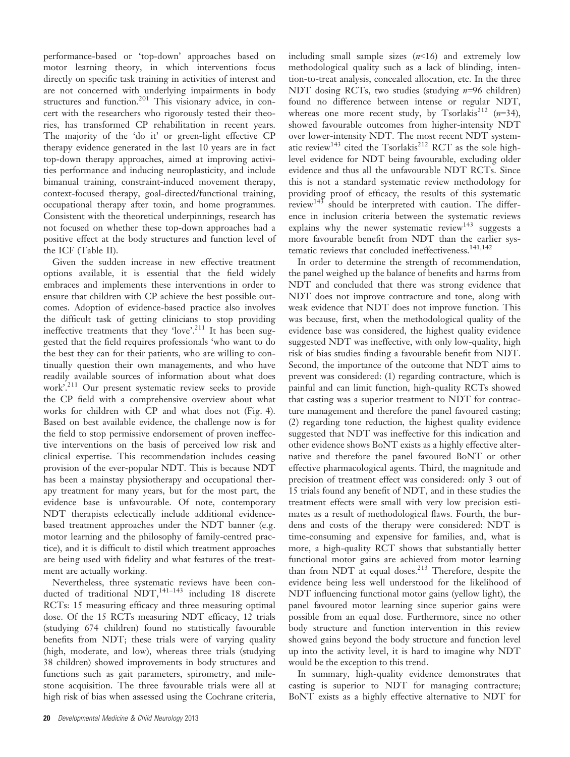performance-based or 'top-down' approaches based on motor learning theory, in which interventions focus directly on specific task training in activities of interest and are not concerned with underlying impairments in body structures and function.[201] This visionary advice, in concert with the researchers who rigorously tested their theories, has transformed CP rehabilitation in recent years. The majority of the 'do it' or green-light effective CP therapy evidence generated in the last 10 years are in fact top-down therapy approaches, aimed at improving activities performance and inducing neuroplasticity, and include bimanual training, constraint-induced movement therapy, context-focused therapy, goal-directed/functional training, occupational therapy after toxin, and home programmes. Consistent with the theoretical underpinnings, research has not focused on whether these top-down approaches had a positive effect at the body structures and function level of the ICF (Table II).

Given the sudden increase in new effective treatment options available, it is essential that the field widely embraces and implements these interventions in order to ensure that children with CP achieve the best possible outcomes. Adoption of evidence-based practice also involves the difficult task of getting clinicians to stop providing ineffective treatments that they 'love'.[211] It has been suggested that the field requires professionals 'who want to do the best they can for their patients, who are willing to continually question their own managements, and who have readily available sources of information about what does work'.[211] Our present systematic review seeks to provide the CP field with a comprehensive overview about what works for children with CP and what does not (Fig. 4). Based on best available evidence, the challenge now is for the field to stop permissive endorsement of proven ineffective interventions on the basis of perceived low risk and clinical expertise. This recommendation includes ceasing provision of the ever-popular NDT. This is because NDT has been a mainstay physiotherapy and occupational therapy treatment for many years, but for the most part, the evidence base is unfavourable. Of note, contemporary NDT therapists eclectically include additional evidence-based treatment approaches under the NDT banner (e.g. motor learning and the philosophy of family-centred practice), and it is difficult to distil which treatment approaches are being used with fidelity and what features of the treatment are actually working.

Nevertheless, three systematic reviews have been conducted of traditional NDT,[141–143] including 18 discrete RCTs: 15 measuring efficacy and three measuring optimal dose. Of the 15 RCTs measuring NDT efficacy, 12 trials (studying 674 children) found no statistically favourable benefits from NDT; these trials were of varying quality (high, moderate, and low), whereas three trials (studying 38 children) showed improvements in body structures and functions such as gait parameters, spirometry, and milestone acquisition. The three favourable trials were all at high risk of bias when assessed using the Cochrane criteria, including small sample sizes ($n$<16) and extremely low methodological quality such as a lack of blinding, intention-to-treat analysis, concealed allocation, etc. In the three NDT dosing RCTs, two studies (studying $n$=96 children) found no difference between intense or regular NDT, whereas one more recent study, by Tsorlakis[212] ($n$=34), showed favourable outcomes from higher-intensity NDT over lower-intensity NDT. The most recent NDT systematic review[143] cited the Tsorlakis[212] RCT as the sole high-level evidence for NDT being favourable, excluding older evidence and thus all the unfavourable NDT RCTs. Since this is not a standard systematic review methodology for providing proof of efficacy, the results of this systematic review[143] should be interpreted with caution. The difference in inclusion criteria between the systematic reviews explains why the newer systematic review[143] suggests a more favourable benefit from NDT than the earlier systematic reviews that concluded ineffectiveness.[141,142]

In order to determine the strength of recommendation, the panel weighed up the balance of benefits and harms from NDT and concluded that there was strong evidence that NDT does not improve contracture and tone, along with weak evidence that NDT does not improve function. This was because, first, when the methodological quality of the evidence base was considered, the highest quality evidence suggested NDT was ineffective, with only low-quality, high risk of bias studies finding a favourable benefit from NDT. Second, the importance of the outcome that NDT aims to prevent was considered: (1) regarding contracture, which is painful and can limit function, high-quality RCTs showed that casting was a superior treatment to NDT for contracture management and therefore the panel favoured casting; (2) regarding tone reduction, the highest quality evidence suggested that NDT was ineffective for this indication and other evidence shows BoNT exists as a highly effective alternative and therefore the panel favoured BoNT or other effective pharmacological agents. Third, the magnitude and precision of treatment effect was considered: only 3 out of 15 trials found any benefit of NDT, and in these studies the treatment effects were small with very low precision estimates as a result of methodological flaws. Fourth, the burdens and costs of the therapy were considered: NDT is time-consuming and expensive for families, and, what is more, a high-quality RCT shows that substantially better functional motor gains are achieved from motor learning than from NDT at equal doses.[213] Therefore, despite the evidence being less well understood for the likelihood of NDT influencing functional motor gains (yellow light), the panel favoured motor learning since superior gains were possible from an equal dose. Furthermore, since no other body structure and function intervention in this review showed gains beyond the body structure and function level up into the activity level, it is hard to imagine why NDT would be the exception to this trend.

In summary, high-quality evidence demonstrates that casting is superior to NDT for managing contracture; BoNT exists as a highly effective alternative to NDT for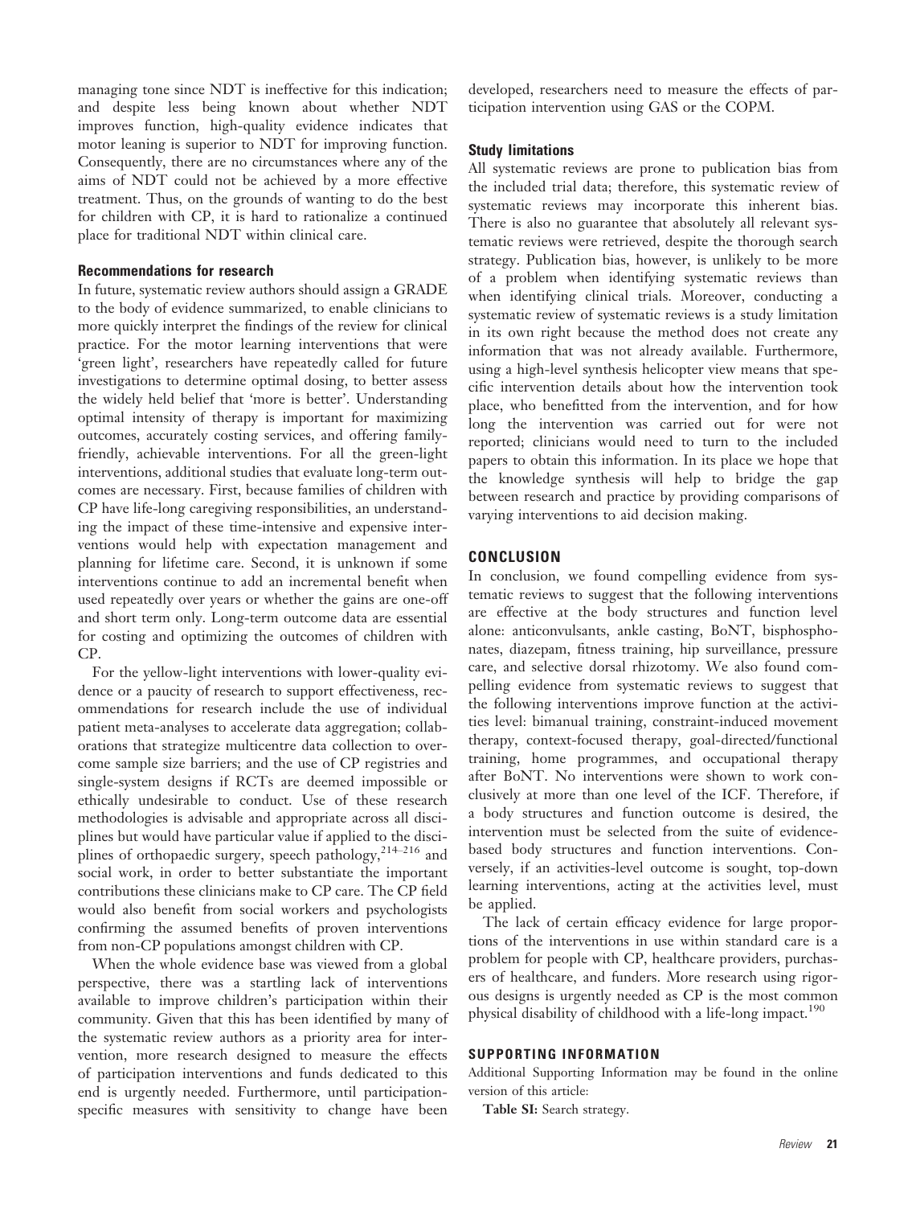managing tone since NDT is ineffective for this indication; and despite less being known about whether NDT improves function, high-quality evidence indicates that motor leaning is superior to NDT for improving function. Consequently, there are no circumstances where any of the aims of NDT could not be achieved by a more effective treatment. Thus, on the grounds of wanting to do the best for children with CP, it is hard to rationalize a continued place for traditional NDT within clinical care.

### Recommendations for research

In future, systematic review authors should assign a GRADE to the body of evidence summarized, to enable clinicians to more quickly interpret the findings of the review for clinical practice. For the motor learning interventions that were 'green light', researchers have repeatedly called for future investigations to determine optimal dosing, to better assess the widely held belief that 'more is better'. Understanding optimal intensity of therapy is important for maximizing outcomes, accurately costing services, and offering family-friendly, achievable interventions. For all the green-light interventions, additional studies that evaluate long-term outcomes are necessary. First, because families of children with CP have life-long caregiving responsibilities, an understanding the impact of these time-intensive and expensive interventions would help with expectation management and planning for lifetime care. Second, it is unknown if some interventions continue to add an incremental benefit when used repeatedly over years or whether the gains are one-off and short term only. Long-term outcome data are essential for costing and optimizing the outcomes of children with CP.

For the yellow-light interventions with lower-quality evidence or a paucity of research to support effectiveness, recommendations for research include the use of individual patient meta-analyses to accelerate data aggregation; collaborations that strategize multicentre data collection to overcome sample size barriers; and the use of CP registries and single-system designs if RCTs are deemed impossible or ethically undesirable to conduct. Use of these research methodologies is advisable and appropriate across all disciplines but would have particular value if applied to the disciplines of orthopaedic surgery, speech pathology,[214–216] and social work, in order to better substantiate the important contributions these clinicians make to CP care. The CP field would also benefit from social workers and psychologists confirming the assumed benefits of proven interventions from non-CP populations amongst children with CP.

When the whole evidence base was viewed from a global perspective, there was a startling lack of interventions available to improve children's participation within their community. Given that this has been identified by many of the systematic review authors as a priority area for intervention, more research designed to measure the effects of participation interventions and funds dedicated to this end is urgently needed. Furthermore, until participation-specific measures with sensitivity to change have been developed, researchers need to measure the effects of participation intervention using GAS or the COPM.

### Study limitations

All systematic reviews are prone to publication bias from the included trial data; therefore, this systematic review of systematic reviews may incorporate this inherent bias. There is also no guarantee that absolutely all relevant systematic reviews were retrieved, despite the thorough search strategy. Publication bias, however, is unlikely to be more of a problem when identifying systematic reviews than when identifying clinical trials. Moreover, conducting a systematic review of systematic reviews is a study limitation in its own right because the method does not create any information that was not already available. Furthermore, using a high-level synthesis helicopter view means that specific intervention details about how the intervention took place, who benefitted from the intervention, and for how long the intervention was carried out for were not reported; clinicians would need to turn to the included papers to obtain this information. In its place we hope that the knowledge synthesis will help to bridge the gap between research and practice by providing comparisons of varying interventions to aid decision making.

## CONCLUSION

In conclusion, we found compelling evidence from systematic reviews to suggest that the following interventions are effective at the body structures and function level alone: anticonvulsants, ankle casting, BoNT, bisphosphonates, diazepam, fitness training, hip surveillance, pressure care, and selective dorsal rhizotomy. We also found compelling evidence from systematic reviews to suggest that the following interventions improve function at the activities level: bimanual training, constraint-induced movement therapy, context-focused therapy, goal-directed/functional training, home programmes, and occupational therapy after BoNT. No interventions were shown to work conclusively at more than one level of the ICF. Therefore, if a body structures and function outcome is desired, the intervention must be selected from the suite of evidence-based body structures and function interventions. Conversely, if an activities-level outcome is sought, top-down learning interventions, acting at the activities level, must be applied.

The lack of certain efficacy evidence for large proportions of the interventions in use within standard care is a problem for people with CP, healthcare providers, purchasers of healthcare, and funders. More research using rigorous designs is urgently needed as CP is the most common physical disability of childhood with a life-long impact.[190]

## SUPPORTING INFORMATION

Additional Supporting Information may be found in the online version of this article:

**Table SI:** Search strategy.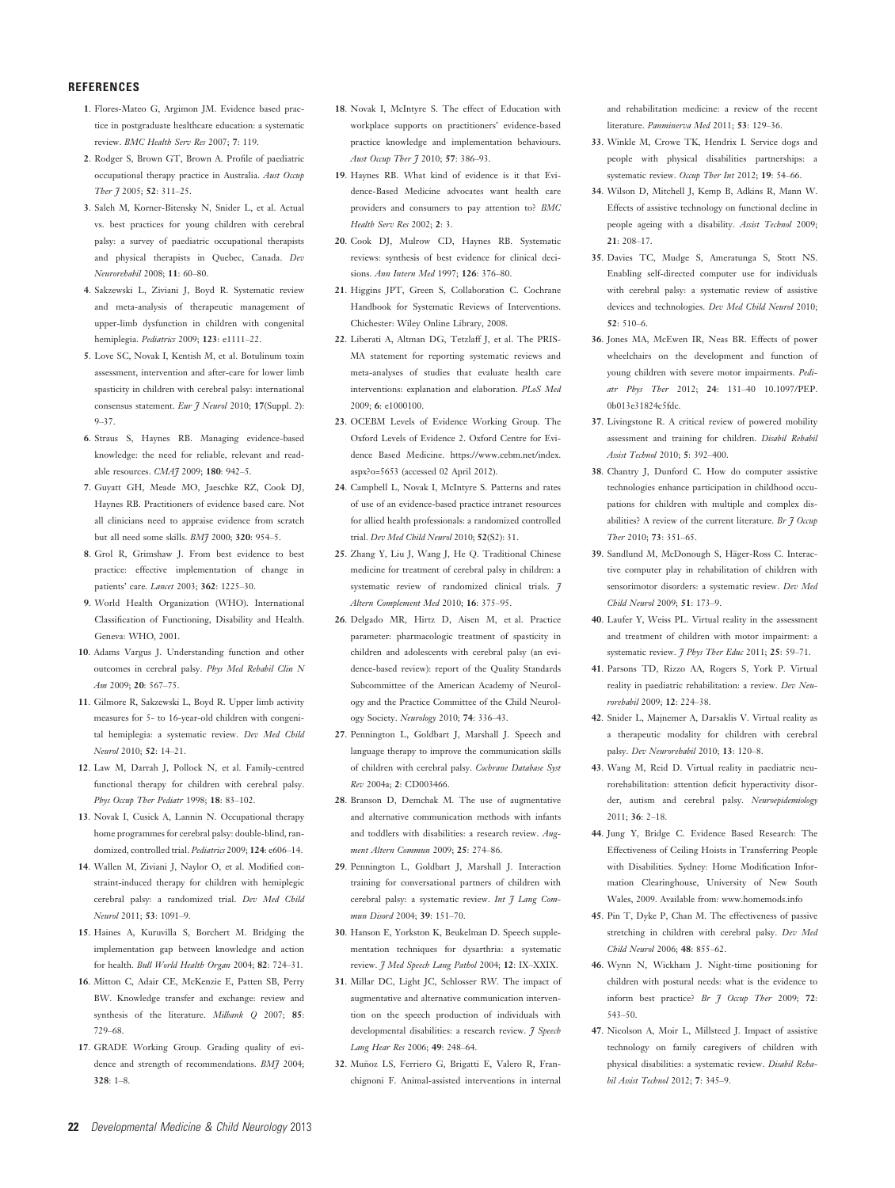## REFERENCES

1. Flores-Mateo G, Argimon JM. Evidence based practice in postgraduate healthcare education: a systematic review. *BMC Health Serv Res* 2007; **7**: 119.
2. Rodger S, Brown GT, Brown A. Profile of paediatric occupational therapy practice in Australia. *Aust Occup Ther J* 2005; **52**: 311–25.
3. Saleh M, Korner-Bitensky N, Snider L, et al. Actual vs. best practices for young children with cerebral palsy: a survey of paediatric occupational therapists and physical therapists in Quebec, Canada. *Dev Neurorehabil* 2008; **11**: 60–80.
4. Sakzewski L, Ziviani J, Boyd R. Systematic review and meta-analysis of therapeutic management of upper-limb dysfunction in children with congenital hemiplegia. *Pediatrics* 2009; **123**: e1111–22.
5. Love SC, Novak I, Kentish M, et al. Botulinum toxin assessment, intervention and after-care for lower limb spasticity in children with cerebral palsy: international consensus statement. *Eur J Neurol* 2010; **17**(Suppl. 2): 9–37.
6. Straus S, Haynes RB. Managing evidence-based knowledge: the need for reliable, relevant and readable resources. *CMAJ* 2009; **180**: 942–5.
7. Guyatt GH, Meade MO, Jaeschke RZ, Cook DJ, Haynes RB. Practitioners of evidence based care. Not all clinicians need to appraise evidence from scratch but all need some skills. *BMJ* 2000; **320**: 954–5.
8. Grol R, Grimshaw J. From best evidence to best practice: effective implementation of change in patients' care. *Lancet* 2003; **362**: 1225–30.
9. World Health Organization (WHO). International Classification of Functioning, Disability and Health. Geneva: WHO, 2001.
10. Adams Vargus J. Understanding function and other outcomes in cerebral palsy. *Phys Med Rehabil Clin N Am* 2009; **20**: 567–75.
11. Gilmore R, Sakzewski L, Boyd R. Upper limb activity measures for 5- to 16-year-old children with congenital hemiplegia: a systematic review. *Dev Med Child Neurol* 2010; **52**: 14–21.
12. Law M, Darrah J, Pollock N, et al. Family-centred functional therapy for children with cerebral palsy. *Phys Occup Ther Pediatr* 1998; **18**: 83–102.
13. Novak I, Cusick A, Lannin N. Occupational therapy home programmes for cerebral palsy: double-blind, randomized, controlled trial. *Pediatrics* 2009; **124**: e606–14.
14. Wallen M, Ziviani J, Naylor O, et al. Modified constraint-induced therapy for children with hemiplegic cerebral palsy: a randomized trial. *Dev Med Child Neurol* 2011; **53**: 1091–9.
15. Haines A, Kuruvilla S, Borchert M. Bridging the implementation gap between knowledge and action for health. *Bull World Health Organ* 2004; **82**: 724–31.
16. Mitton C, Adair CE, McKenzie E, Patten SB, Perry BW. Knowledge transfer and exchange: review and synthesis of the literature. *Milbank Q* 2007; **85**: 729–68.
17. GRADE Working Group. Grading quality of evidence and strength of recommendations. *BMJ* 2004; **328**: 1–8.
18. Novak I, McIntyre S. The effect of Education with workplace supports on practitioners' evidence-based practice knowledge and implementation behaviours. *Aust Occup Ther J* 2010; **57**: 386–93.
19. Haynes RB. What kind of evidence is it that Evidence-Based Medicine advocates want health care providers and consumers to pay attention to? *BMC Health Serv Res* 2002; **2**: 3.
20. Cook DJ, Mulrow CD, Haynes RB. Systematic reviews: synthesis of best evidence for clinical decisions. *Ann Intern Med* 1997; **126**: 376–80.
21. Higgins JPT, Green S, Collaboration C. Cochrane Handbook for Systematic Reviews of Interventions. Chichester: Wiley Online Library, 2008.
22. Liberati A, Altman DG, Tetzlaff J, et al. The PRISMA statement for reporting systematic reviews and meta-analyses of studies that evaluate health care interventions: explanation and elaboration. *PLoS Med* 2009; **6**: e1000100.
23. OCEBM Levels of Evidence Working Group. The Oxford Levels of Evidence 2. Oxford Centre for Evidence Based Medicine. https://www.cebm.net/index.aspx?o=5653 (accessed 02 April 2012).
24. Campbell L, Novak I, McIntyre S. Patterns and rates of use of an evidence-based practice intranet resources for allied health professionals: a randomized controlled trial. *Dev Med Child Neurol* 2010; **52**(S2): 31.
25. Zhang Y, Liu J, Wang J, He Q. Traditional Chinese medicine for treatment of cerebral palsy in children: a systematic review of randomized clinical trials. *J Altern Complement Med* 2010; **16**: 375–95.
26. Delgado MR, Hirtz D, Aisen M, et al. Practice parameter: pharmacologic treatment of spasticity in children and adolescents with cerebral palsy (an evidence-based review): report of the Quality Standards Subcommittee of the American Academy of Neurology and the Practice Committee of the Child Neurology Society. *Neurology* 2010; **74**: 336–43.
27. Pennington L, Goldbart J, Marshall J. Speech and language therapy to improve the communication skills of children with cerebral palsy. *Cochrane Database Syst Rev* 2004a; **2**: CD003466.
28. Branson D, Demchak M. The use of augmentative and alternative communication methods with infants and toddlers with disabilities: a research review. *Augment Altern Commun* 2009; **25**: 274–86.
29. Pennington L, Goldbart J, Marshall J. Interaction training for conversational partners of children with cerebral palsy: a systematic review. *Int J Lang Commun Disord* 2004; **39**: 151–70.
30. Hanson E, Yorkston K, Beukelman D. Speech supplementation techniques for dysarthria: a systematic review. *J Med Speech Lang Pathol* 2004; **12**: IX–XXIX.
31. Millar DC, Light JC, Schlosser RW. The impact of augmentative and alternative communication intervention on the speech production of individuals with developmental disabilities: a research review. *J Speech Lang Hear Res* 2006; **49**: 248–64.
32. Muñoz LS, Ferriero G, Brigatti E, Valero R, Franchignoni F. Animal-assisted interventions in internal and rehabilitation medicine: a review of the recent literature. *Panminerva Med* 2011; **53**: 129–36.
33. Winkle M, Crowe TK, Hendrix I. Service dogs and people with physical disabilities partnerships: a systematic review. *Occup Ther Int* 2012; **19**: 54–66.
34. Wilson D, Mitchell J, Kemp B, Adkins R, Mann W. Effects of assistive technology on functional decline in people ageing with a disability. *Assist Technol* 2009; **21**: 208–17.
35. Davies TC, Mudge S, Ameratunga S, Stott NS. Enabling self-directed computer use for individuals with cerebral palsy: a systematic review of assistive devices and technologies. *Dev Med Child Neurol* 2010; **52**: 510–6.
36. Jones MA, McEwen IR, Neas BR. Effects of power wheelchairs on the development and function of young children with severe motor impairments. *Pediatr Phys Ther* 2012; **24**: 131–40 10.1097/PEP.0b013e31824c5fdc.
37. Livingstone R. A critical review of powered mobility assessment and training for children. *Disabil Rehabil Assist Technol* 2010; **5**: 392–400.
38. Chantry J, Dunford C. How do computer assistive technologies enhance participation in childhood occupations for children with multiple and complex disabilities? A review of the current literature. *Br J Occup Ther* 2010; **73**: 351–65.
39. Sandlund M, McDonough S, Häger-Ross C. Interactive computer play in rehabilitation of children with sensorimotor disorders: a systematic review. *Dev Med Child Neurol* 2009; **51**: 173–9.
40. Laufer Y, Weiss PL. Virtual reality in the assessment and treatment of children with motor impairment: a systematic review. *J Phys Ther Educ* 2011; **25**: 59–71.
41. Parsons TD, Rizzo AA, Rogers S, York P. Virtual reality in paediatric rehabilitation: a review. *Dev Neurorehabil* 2009; **12**: 224–38.
42. Snider L, Majnemer A, Darsaklis V. Virtual reality as a therapeutic modality for children with cerebral palsy. *Dev Neurorehabil* 2010; **13**: 120–8.
43. Wang M, Reid D. Virtual reality in paediatric neurorehabilitation: attention deficit hyperactivity disorder, autism and cerebral palsy. *Neuroepidemiology* 2011; **36**: 2–18.
44. Jung Y, Bridge C. Evidence Based Research: The Effectiveness of Ceiling Hoists in Transferring People with Disabilities. Sydney: Home Modification Information Clearinghouse, University of New South Wales, 2009. Available from: www.homemods.info
45. Pin T, Dyke P, Chan M. The effectiveness of passive stretching in children with cerebral palsy. *Dev Med Child Neurol* 2006; **48**: 855–62.
46. Wynn N, Wickham J. Night-time positioning for children with postural needs: what is the evidence to inform best practice? *Br J Occup Ther* 2009; **72**: 543–50.
47. Nicolson A, Moir L, Millsteed J. Impact of assistive technology on family caregivers of children with physical disabilities: a systematic review. *Disabil Rehabil Assist Technol* 2012; **7**: 345–9.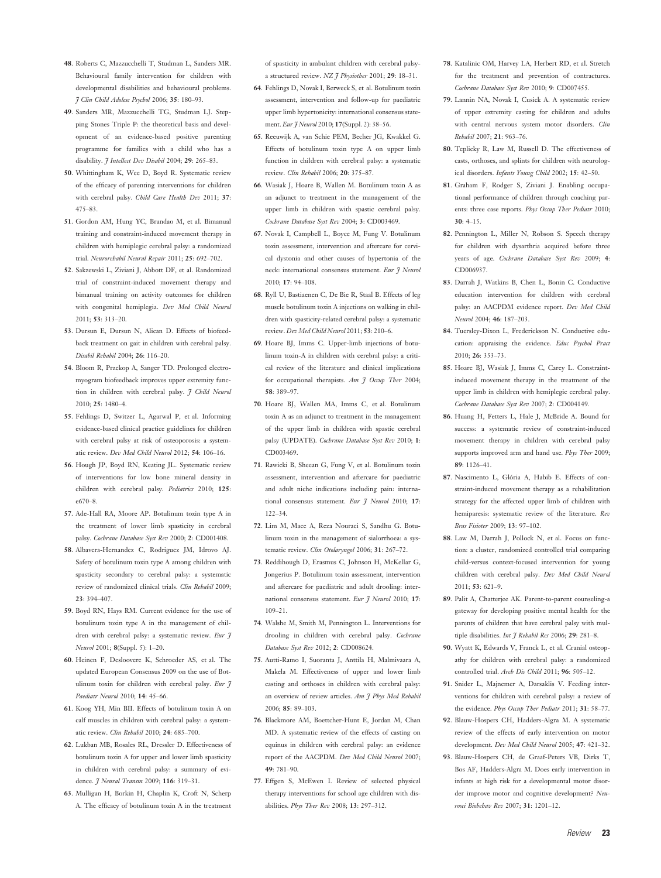48. Roberts C, Mazzucchelli T, Studman L, Sanders MR. Behavioural family intervention for children with developmental disabilities and behavioural problems. *J Clin Child Adolesc Psychol* 2006; **35**: 180–93.

49. Sanders MR, Mazzucchelli TG, Studman LJ. Stepping Stones Triple P: the theoretical basis and development of an evidence-based positive parenting programme for families with a child who has a disability. *J Intellect Dev Disabil* 2004; **29**: 265–83.

50. Whittingham K, Wee D, Boyd R. Systematic review of the efficacy of parenting interventions for children with cerebral palsy. *Child Care Health Dev* 2011; **37**: 475–83.

51. Gordon AM, Hung YC, Brandao M, et al. Bimanual training and constraint-induced movement therapy in children with hemiplegic cerebral palsy: a randomized trial. *Neurorehabil Neural Repair* 2011; **25**: 692–702.

52. Sakzewski L, Ziviani J, Abbott DF, et al. Randomized trial of constraint-induced movement therapy and bimanual training on activity outcomes for children with congenital hemiplegia. *Dev Med Child Neurol* 2011; **53**: 313–20.

53. Dursun E, Dursun N, Alican D. Effects of biofeedback treatment on gait in children with cerebral palsy. *Disabil Rehabil* 2004; **26**: 116–20.

54. Bloom R, Przekop A, Sanger TD. Prolonged electromyogram biofeedback improves upper extremity function in children with cerebral palsy. *J Child Neurol* 2010; **25**: 1480–4.

55. Fehlings D, Switzer L, Agarwal P, et al. Informing evidence-based clinical practice guidelines for children with cerebral palsy at risk of osteoporosis: a systematic review. *Dev Med Child Neurol* 2012; **54**: 106–16.

56. Hough JP, Boyd RN, Keating JL. Systematic review of interventions for low bone mineral density in children with cerebral palsy. *Pediatrics* 2010; **125**: e670–8.

57. Ade-Hall RA, Moore AP. Botulinum toxin type A in the treatment of lower limb spasticity in cerebral palsy. *Cochrane Database Syst Rev* 2000; **2**: CD001408.

58. Albavera-Hernandez C, Rodriguez JM, Idrovo AJ. Safety of botulinum toxin type A among children with spasticity secondary to cerebral palsy: a systematic review of randomized clinical trials. *Clin Rehabil* 2009; **23**: 394–407.

59. Boyd RN, Hays RM. Current evidence for the use of botulinum toxin type A in the management of children with cerebral palsy: a systematic review. *Eur J Neurol* 2001; **8**(Suppl. 5): 1–20.

60. Heinen F, Desloovere K, Schroeder AS, et al. The updated European Consensus 2009 on the use of Botulinum toxin for children with cerebral palsy. *Eur J Paediatr Neurol* 2010; **14**: 45–66.

61. Koog YH, Min BII. Effects of botulinum toxin A on calf muscles in children with cerebral palsy: a systematic review. *Clin Rehabil* 2010; **24**: 685–700.

62. Lukban MB, Rosales RL, Dressler D. Effectiveness of botulinum toxin A for upper and lower limb spasticity in children with cerebral palsy: a summary of evidence. *J Neural Transm* 2009; **116**: 319–31.

63. Mulligan H, Borkin H, Chaplin K, Croft N, Scherp A. The efficacy of botulinum toxin A in the treatment of spasticity in ambulant children with cerebral palsy-a structured review. *NZ J Physiother* 2001; **29**: 18–31.

64. Fehlings D, Novak I, Berweck S, et al. Botulinum toxin assessment, intervention and follow-up for paediatric upper limb hypertonicity: international consensus statement. *Eur J Neurol* 2010; **17**(Suppl. 2): 38–56.

65. Reeuwijk A, van Schie PEM, Becher JG, Kwakkel G. Effects of botulinum toxin type A on upper limb function in children with cerebral palsy: a systematic review. *Clin Rehabil* 2006; **20**: 375–87.

66. Wasiak J, Hoare B, Wallen M. Botulinum toxin A as an adjunct to treatment in the management of the upper limb in children with spastic cerebral palsy. *Cochrane Database Syst Rev* 2004; **3**: CD003469.

67. Novak I, Campbell L, Boyce M, Fung V. Botulinum toxin assessment, intervention and aftercare for cervical dystonia and other causes of hypertonia of the neck: international consensus statement. *Eur J Neurol* 2010; **17**: 94–108.

68. Ryll U, Bastiaenen C, De Bie R, Staal B. Effects of leg muscle botulinum toxin A injections on walking in children with spasticity-related cerebral palsy: a systematic review. *Dev Med Child Neurol* 2011; **53**: 210–6.

69. Hoare BJ, Imms C. Upper-limb injections of botulinum toxin-A in children with cerebral palsy: a critical review of the literature and clinical implications for occupational therapists. *Am J Occup Ther* 2004; **58**: 389–97.

70. Hoare BJ, Wallen MA, Imms C, et al. Botulinum toxin A as an adjunct to treatment in the management of the upper limb in children with spastic cerebral palsy (UPDATE). *Cochrane Database Syst Rev* 2010; **1**: CD003469.

71. Rawicki B, Sheean G, Fung V, et al. Botulinum toxin assessment, intervention and aftercare for paediatric and adult niche indications including pain: international consensus statement. *Eur J Neurol* 2010; **17**: 122–34.

72. Lim M, Mace A, Reza Nouraei S, Sandhu G. Botulinum toxin in the management of sialorrhoea: a systematic review. *Clin Otolaryngol* 2006; **31**: 267–72.

73. Reddihough D, Erasmus C, Johnson H, McKellar G, Jongerius P. Botulinum toxin assessment, intervention and aftercare for paediatric and adult drooling: international consensus statement. *Eur J Neurol* 2010; **17**: 109–21.

74. Walshe M, Smith M, Pennington L. Interventions for drooling in children with cerebral palsy. *Cochrane Database Syst Rev* 2012; **2**: CD008624.

75. Autti-Ramo I, Suoranta J, Anttila H, Malmivaara A, Makela M. Effectiveness of upper and lower limb casting and orthoses in children with cerebral palsy: an overview of review articles. *Am J Phys Med Rehabil* 2006; **85**: 89–103.

76. Blackmore AM, Boettcher-Hunt E, Jordan M, Chan MD. A systematic review of the effects of casting on equinus in children with cerebral palsy: an evidence report of the AACPDM. *Dev Med Child Neurol* 2007; **49**: 781–90.

77. Effgen S, McEwen I. Review of selected physical therapy interventions for school age children with disabilities. *Phys Ther Rev* 2008; **13**: 297–312.

78. Katalinic OM, Harvey LA, Herbert RD, et al. Stretch for the treatment and prevention of contractures. *Cochrane Database Syst Rev* 2010; **9**: CD007455.

79. Lannin NA, Novak I, Cusick A. A systematic review of upper extremity casting for children and adults with central nervous system motor disorders. *Clin Rehabil* 2007; **21**: 963–76.

80. Teplicky R, Law M, Russell D. The effectiveness of casts, orthoses, and splints for children with neurological disorders. *Infants Young Child* 2002; **15**: 42–50.

81. Graham F, Rodger S, Ziviani J. Enabling occupational performance of children through coaching parents: three case reports. *Phys Occup Ther Pediatr* 2010; **30**: 4–15.

82. Pennington L, Miller N, Robson S. Speech therapy for children with dysarthria acquired before three years of age. *Cochrane Database Syst Rev* 2009; **4**: CD006937.

83. Darrah J, Watkins B, Chen L, Bonin C. Conductive education intervention for children with cerebral palsy: an AACPDM evidence report. *Dev Med Child Neurol* 2004; **46**: 187–203.

84. Tuersley-Dixon L, Frederickson N. Conductive education: appraising the evidence. *Educ Psychol Pract* 2010; **26**: 353–73.

85. Hoare BJ, Wasiak J, Imms C, Carey L. Constraint-induced movement therapy in the treatment of the upper limb in children with hemiplegic cerebral palsy. *Cochrane Database Syst Rev* 2007; **2**: CD004149.

86. Huang H, Fetters L, Hale J, McBride A. Bound for success: a systematic review of constraint-induced movement therapy in children with cerebral palsy supports improved arm and hand use. *Phys Ther* 2009; **89**: 1126–41.

87. Nascimento L, Glória A, Habib E. Effects of constraint-induced movement therapy as a rehabilitation strategy for the affected upper limb of children with hemiparesis: systematic review of the literature. *Rev Bras Fisioter* 2009; **13**: 97–102.

88. Law M, Darrah J, Pollock N, et al. Focus on function: a cluster, randomized controlled trial comparing child-versus context-focused intervention for young children with cerebral palsy. *Dev Med Child Neurol* 2011; **53**: 621–9.

89. Palit A, Chatterjee AK. Parent-to-parent counseling-a gateway for developing positive mental health for the parents of children that have cerebral palsy with multiple disabilities. *Int J Rehabil Res* 2006; **29**: 281–8.

90. Wyatt K, Edwards V, Franck L, et al. Cranial osteopathy for children with cerebral palsy: a randomized controlled trial. *Arch Dis Child* 2011; **96**: 505–12.

91. Snider L, Majnemer A, Darsaklis V. Feeding interventions for children with cerebral palsy: a review of the evidence. *Phys Occup Ther Pediatr* 2011; **31**: 58–77.

92. Blauw-Hospers CH, Hadders-Algra M. A systematic review of the effects of early intervention on motor development. *Dev Med Child Neurol* 2005; **47**: 421–32.

93. Blauw-Hospers CH, de Graaf-Peters VB, Dirks T, Bos AF, Hadders-Algra M. Does early intervention in infants at high risk for a developmental motor disorder improve motor and cognitive development? *Neurosci Biobehav Rev* 2007; **31**: 1201–12.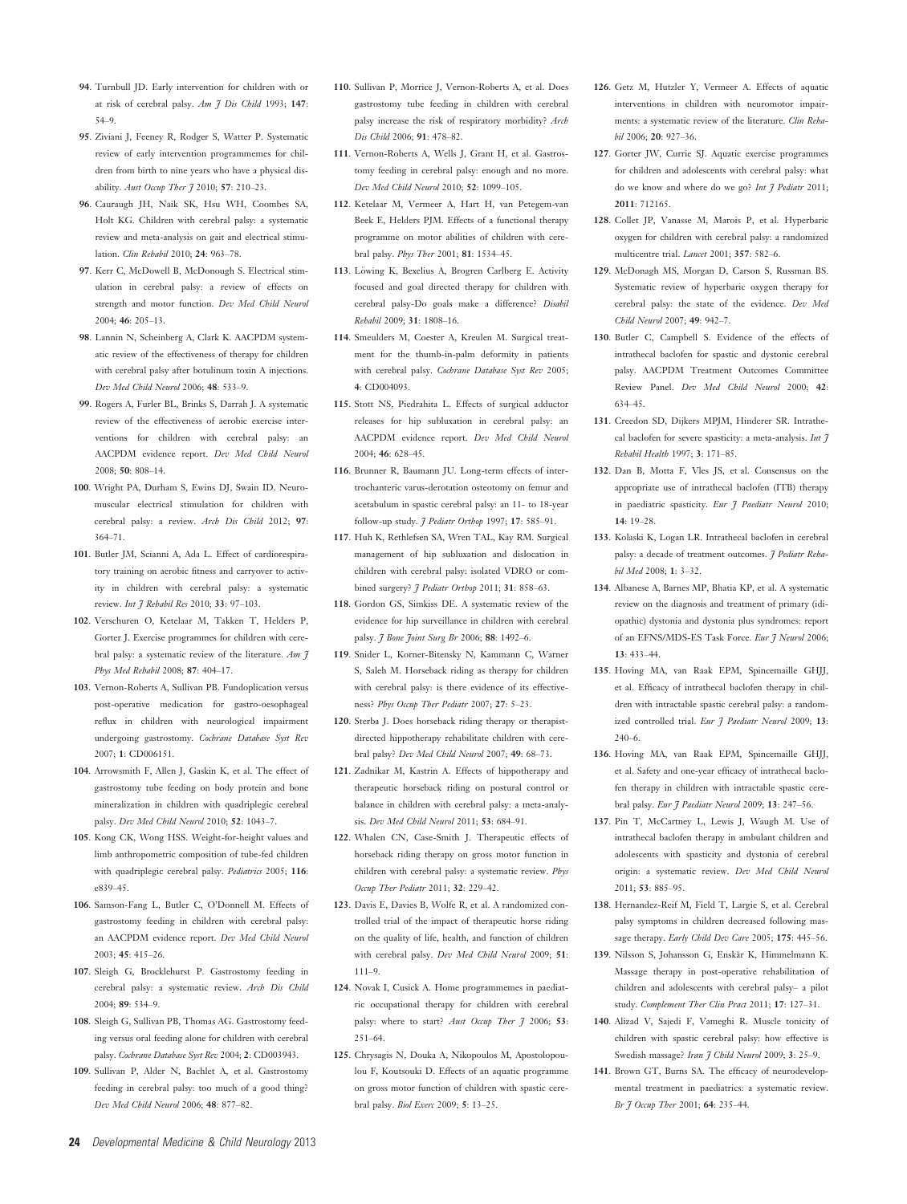94. Turnbull JD. Early intervention for children with or at risk of cerebral palsy. *Am J Dis Child* 1993; **147**: 54–9.

95. Ziviani J, Feeney R, Rodger S, Watter P. Systematic review of early intervention programmemes for children from birth to nine years who have a physical disability. *Aust Occup Ther J* 2010; **57**: 210–23.

96. Cauraugh JH, Naik SK, Hsu WH, Coombes SA, Holt KG. Children with cerebral palsy: a systematic review and meta-analysis on gait and electrical stimulation. *Clin Rehabil* 2010; **24**: 963–78.

97. Kerr C, McDowell B, McDonough S. Electrical stimulation in cerebral palsy: a review of effects on strength and motor function. *Dev Med Child Neurol* 2004; **46**: 205–13.

98. Lannin N, Scheinberg A, Clark K. AACPDM systematic review of the effectiveness of therapy for children with cerebral palsy after botulinum toxin A injections. *Dev Med Child Neurol* 2006; **48**: 533–9.

99. Rogers A, Furler BL, Brinks S, Darrah J. A systematic review of the effectiveness of aerobic exercise interventions for children with cerebral palsy: an AACPDM evidence report. *Dev Med Child Neurol* 2008; **50**: 808–14.

100. Wright PA, Durham S, Ewins DJ, Swain ID. Neuromuscular electrical stimulation for children with cerebral palsy: a review. *Arch Dis Child* 2012; **97**: 364–71.

101. Butler JM, Scianni A, Ada L. Effect of cardiorespiratory training on aerobic fitness and carryover to activity in children with cerebral palsy: a systematic review. *Int J Rehabil Res* 2010; **33**: 97–103.

102. Verschuren O, Ketelaar M, Takken T, Helders P, Gorter J. Exercise programmes for children with cerebral palsy: a systematic review of the literature. *Am J Phys Med Rehabil* 2008; **87**: 404–17.

103. Vernon-Roberts A, Sullivan PB. Fundoplication versus post-operative medication for gastro-oesophageal reflux in children with neurological impairment undergoing gastrostomy. *Cochrane Database Syst Rev* 2007; **1**: CD006151.

104. Arrowsmith F, Allen J, Gaskin K, et al. The effect of gastrostomy tube feeding on body protein and bone mineralization in children with quadriplegic cerebral palsy. *Dev Med Child Neurol* 2010; **52**: 1043–7.

105. Kong CK, Wong HSS. Weight-for-height values and limb anthropometric composition of tube-fed children with quadriplegic cerebral palsy. *Pediatrics* 2005; **116**: e839–45.

106. Samson-Fang L, Butler C, O'Donnell M. Effects of gastrostomy feeding in children with cerebral palsy: an AACPDM evidence report. *Dev Med Child Neurol* 2003; **45**: 415–26.

107. Sleigh G, Brocklehurst P. Gastrostomy feeding in cerebral palsy: a systematic review. *Arch Dis Child* 2004; **89**: 534–9.

108. Sleigh G, Sullivan PB, Thomas AG. Gastrostomy feeding versus oral feeding alone for children with cerebral palsy. *Cochrane Database Syst Rev* 2004; **2**: CD003943.

109. Sullivan P, Alder N, Bachlet A, et al. Gastrostomy feeding in cerebral palsy: too much of a good thing? *Dev Med Child Neurol* 2006; **48**: 877–82.

110. Sullivan P, Morrice J, Vernon-Roberts A, et al. Does gastrostomy tube feeding in children with cerebral palsy increase the risk of respiratory morbidity? *Arch Dis Child* 2006; **91**: 478–82.

111. Vernon-Roberts A, Wells J, Grant H, et al. Gastrostomy feeding in cerebral palsy: enough and no more. *Dev Med Child Neurol* 2010; **52**: 1099–105.

112. Ketelaar M, Vermeer A, Hart H, van Petegem-van Beek E, Helders PJM. Effects of a functional therapy programme on motor abilities of children with cerebral palsy. *Phys Ther* 2001; **81**: 1534–45.

113. Löwing K, Bexelius A, Brogren Carlberg E. Activity focused and goal directed therapy for children with cerebral palsy-Do goals make a difference? *Disabil Rehabil* 2009; **31**: 1808–16.

114. Smeulders M, Coester A, Kreulen M. Surgical treatment for the thumb-in-palm deformity in patients with cerebral palsy. *Cochrane Database Syst Rev* 2005; **4**: CD004093.

115. Stott NS, Piedrahita L. Effects of surgical adductor releases for hip subluxation in cerebral palsy: an AACPDM evidence report. *Dev Med Child Neurol* 2004; **46**: 628–45.

116. Brunner R, Baumann JU. Long-term effects of intertrochanteric varus-derotation osteotomy on femur and acetabulum in spastic cerebral palsy: an 11- to 18-year follow-up study. *J Pediatr Orthop* 1997; **17**: 585–91.

117. Huh K, Rethlefsen SA, Wren TAL, Kay RM. Surgical management of hip subluxation and dislocation in children with cerebral palsy: isolated VDRO or combined surgery? *J Pediatr Orthop* 2011; **31**: 858–63.

118. Gordon GS, Simkiss DE. A systematic review of the evidence for hip surveillance in children with cerebral palsy. *J Bone Joint Surg Br* 2006; **88**: 1492–6.

119. Snider L, Korner-Bitensky N, Kammann C, Warner S, Saleh M. Horseback riding as therapy for children with cerebral palsy: is there evidence of its effectiveness? *Phys Occup Ther Pediatr* 2007; **27**: 5–23.

120. Sterba J. Does horseback riding therapy or therapist-directed hippotherapy rehabilitate children with cerebral palsy? *Dev Med Child Neurol* 2007; **49**: 68–73.

121. Zadnikar M, Kastrin A. Effects of hippotherapy and therapeutic horseback riding on postural control or balance in children with cerebral palsy: a meta-analysis. *Dev Med Child Neurol* 2011; **53**: 684–91.

122. Whalen CN, Case-Smith J. Therapeutic effects of horseback riding therapy on gross motor function in children with cerebral palsy: a systematic review. *Phys Occup Ther Pediatr* 2011; **32**: 229–42.

123. Davis E, Davies B, Wolfe R, et al. A randomized controlled trial of the impact of therapeutic horse riding on the quality of life, health, and function of children with cerebral palsy. *Dev Med Child Neurol* 2009; **51**: 111–9.

124. Novak I, Cusick A. Home programmemes in paediatric occupational therapy for children with cerebral palsy: where to start? *Aust Occup Ther J* 2006; **53**: 251–64.

125. Chrysagis N, Douka A, Nikopoulos M, Apostolopoulou F, Koutsouki D. Effects of an aquatic programme on gross motor function of children with spastic cerebral palsy. *Biol Exerc* 2009; **5**: 13–25.

126. Getz M, Hutzler Y, Vermeer A. Effects of aquatic interventions in children with neuromotor impairments: a systematic review of the literature. *Clin Rehabil* 2006; **20**: 927–36.

127. Gorter JW, Currie SJ. Aquatic exercise programmes for children and adolescents with cerebral palsy: what do we know and where do we go? *Int J Pediatr* 2011; **2011**: 712165.

128. Collet JP, Vanasse M, Marois P, et al. Hyperbaric oxygen for children with cerebral palsy: a randomized multicentre trial. *Lancet* 2001; **357**: 582–6.

129. McDonagh MS, Morgan D, Carson S, Russman BS. Systematic review of hyperbaric oxygen therapy for cerebral palsy: the state of the evidence. *Dev Med Child Neurol* 2007; **49**: 942–7.

130. Butler C, Campbell S. Evidence of the effects of intrathecal baclofen for spastic and dystonic cerebral palsy. AACPDM Treatment Outcomes Committee Review Panel. *Dev Med Child Neurol* 2000; **42**: 634–45.

131. Creedon SD, Dijkers MPJM, Hinderer SR. Intrathecal baclofen for severe spasticity: a meta-analysis. *Int J Rehabil Health* 1997; **3**: 171–85.

132. Dan B, Motta F, Vles JS, et al. Consensus on the appropriate use of intrathecal baclofen (ITB) therapy in paediatric spasticity. *Eur J Paediatr Neurol* 2010; **14**: 19–28.

133. Kolaski K, Logan LR. Intrathecal baclofen in cerebral palsy: a decade of treatment outcomes. *J Pediatr Rehabil Med* 2008; **1**: 3–32.

134. Albanese A, Barnes MP, Bhatia KP, et al. A systematic review on the diagnosis and treatment of primary (idiopathic) dystonia and dystonia plus syndromes: report of an EFNS/MDS-ES Task Force. *Eur J Neurol* 2006; **13**: 433–44.

135. Hoving MA, van Raak EPM, Spincemaille GHJJ, et al. Efficacy of intrathecal baclofen therapy in children with intractable spastic cerebral palsy: a randomized controlled trial. *Eur J Paediatr Neurol* 2009; **13**: 240–6.

136. Hoving MA, van Raak EPM, Spincemaille GHJJ, et al. Safety and one-year efficacy of intrathecal baclofen therapy in children with intractable spastic cerebral palsy. *Eur J Paediatr Neurol* 2009; **13**: 247–56.

137. Pin T, McCartney L, Lewis J, Waugh M. Use of intrathecal baclofen therapy in ambulant children and adolescents with spasticity and dystonia of cerebral origin: a systematic review. *Dev Med Child Neurol* 2011; **53**: 885–95.

138. Hernandez-Reif M, Field T, Largie S, et al. Cerebral palsy symptoms in children decreased following massage therapy. *Early Child Dev Care* 2005; **175**: 445–56.

139. Nilsson S, Johansson G, Enskär K, Himmelmann K. Massage therapy in post-operative rehabilitation of children and adolescents with cerebral palsy– a pilot study. *Complement Ther Clin Pract* 2011; **17**: 127–31.

140. Alizad V, Sajedi F, Vameghi R. Muscle tonicity of children with spastic cerebral palsy: how effective is Swedish massage? *Iran J Child Neurol* 2009; **3**: 25–9.

141. Brown GT, Burns SA. The efficacy of neurodevelopmental treatment in paediatrics: a systematic review. *Br J Occup Ther* 2001; **64**: 235–44.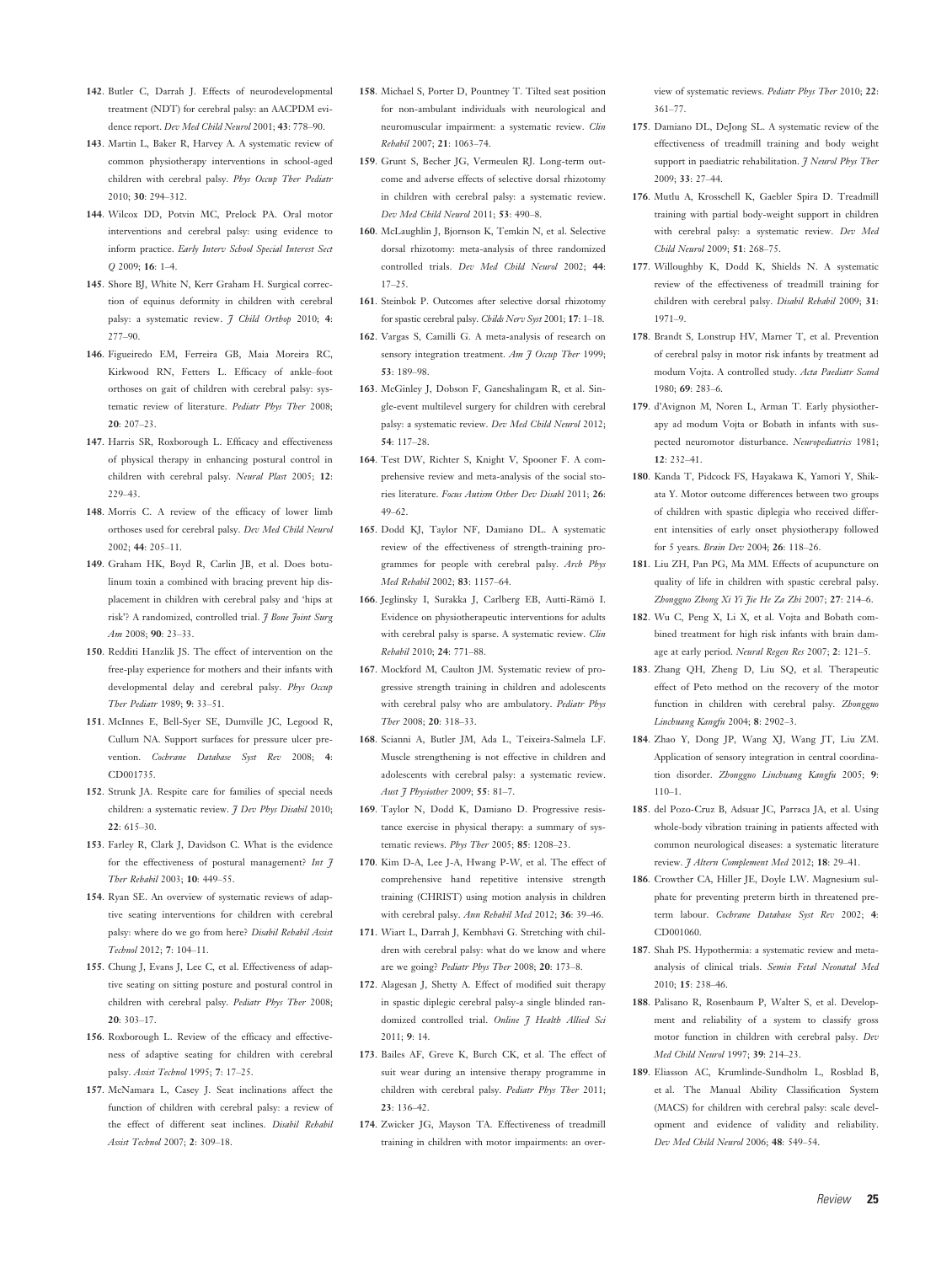142. Butler C, Darrah J. Effects of neurodevelopmental treatment (NDT) for cerebral palsy: an AACPDM evidence report. *Dev Med Child Neurol* 2001; **43**: 778–90.

143. Martin L, Baker R, Harvey A. A systematic review of common physiotherapy interventions in school-aged children with cerebral palsy. *Phys Occup Ther Pediatr* 2010; **30**: 294–312.

144. Wilcox DD, Potvin MC, Prelock PA. Oral motor interventions and cerebral palsy: using evidence to inform practice. *Early Interv School Special Interest Sect Q* 2009; **16**: 1–4.

145. Shore BJ, White N, Kerr Graham H. Surgical correction of equinus deformity in children with cerebral palsy: a systematic review. *J Child Orthop* 2010; **4**: 277–90.

146. Figueiredo EM, Ferreira GB, Maia Moreira RC, Kirkwood RN, Fetters L. Efficacy of ankle–foot orthoses on gait of children with cerebral palsy: systematic review of literature. *Pediatr Phys Ther* 2008; **20**: 207–23.

147. Harris SR, Roxborough L. Efficacy and effectiveness of physical therapy in enhancing postural control in children with cerebral palsy. *Neural Plast* 2005; **12**: 229–43.

148. Morris C. A review of the efficacy of lower limb orthoses used for cerebral palsy. *Dev Med Child Neurol* 2002; **44**: 205–11.

149. Graham HK, Boyd R, Carlin JB, et al. Does botulinum toxin a combined with bracing prevent hip displacement in children with cerebral palsy and 'hips at risk'? A randomized, controlled trial. *J Bone Joint Surg Am* 2008; **90**: 23–33.

150. Redditi Hanzlik JS. The effect of intervention on the free-play experience for mothers and their infants with developmental delay and cerebral palsy. *Phys Occup Ther Pediatr* 1989; **9**: 33–51.

151. McInnes E, Bell-Syer SE, Dumville JC, Legood R, Cullum NA. Support surfaces for pressure ulcer prevention. *Cochrane Database Syst Rev* 2008; **4**: CD001735.

152. Strunk JA. Respite care for families of special needs children: a systematic review. *J Dev Phys Disabil* 2010; **22**: 615–30.

153. Farley R, Clark J, Davidson C. What is the evidence for the effectiveness of postural management? *Int J Ther Rehabil* 2003; **10**: 449–55.

154. Ryan SE. An overview of systematic reviews of adaptive seating interventions for children with cerebral palsy: where do we go from here? *Disabil Rehabil Assist Technol* 2012; **7**: 104–11.

155. Chung J, Evans J, Lee C, et al. Effectiveness of adaptive seating on sitting posture and postural control in children with cerebral palsy. *Pediatr Phys Ther* 2008; **20**: 303–17.

156. Roxborough L. Review of the efficacy and effectiveness of adaptive seating for children with cerebral palsy. *Assist Technol* 1995; **7**: 17–25.

157. McNamara L, Casey J. Seat inclinations affect the function of children with cerebral palsy: a review of the effect of different seat inclines. *Disabil Rehabil Assist Technol* 2007; **2**: 309–18.

158. Michael S, Porter D, Pountney T. Tilted seat position for non-ambulant individuals with neurological and neuromuscular impairment: a systematic review. *Clin Rehabil* 2007; **21**: 1063–74.

159. Grunt S, Becher JG, Vermeulen RJ. Long-term outcome and adverse effects of selective dorsal rhizotomy in children with cerebral palsy: a systematic review. *Dev Med Child Neurol* 2011; **53**: 490–8.

160. McLaughlin J, Bjornson K, Temkin N, et al. Selective dorsal rhizotomy: meta-analysis of three randomized controlled trials. *Dev Med Child Neurol* 2002; **44**: 17–25.

161. Steinbok P. Outcomes after selective dorsal rhizotomy for spastic cerebral palsy. *Childs Nerv Syst* 2001; **17**: 1–18.

162. Vargas S, Camilli G. A meta-analysis of research on sensory integration treatment. *Am J Occup Ther* 1999; **53**: 189–98.

163. McGinley J, Dobson F, Ganeshalingam R, et al. Single-event multilevel surgery for children with cerebral palsy: a systematic review. *Dev Med Child Neurol* 2012; **54**: 117–28.

164. Test DW, Richter S, Knight V, Spooner F. A comprehensive review and meta-analysis of the social stories literature. *Focus Autism Other Dev Disabl* 2011; **26**: 49–62.

165. Dodd KJ, Taylor NF, Damiano DL. A systematic review of the effectiveness of strength-training programmes for people with cerebral palsy. *Arch Phys Med Rehabil* 2002; **83**: 1157–64.

166. Jeglinsky I, Surakka J, Carlberg EB, Autti-Rämö I. Evidence on physiotherapeutic interventions for adults with cerebral palsy is sparse. A systematic review. *Clin Rehabil* 2010; **24**: 771–88.

167. Mockford M, Caulton JM. Systematic review of progressive strength training in children and adolescents with cerebral palsy who are ambulatory. *Pediatr Phys Ther* 2008; **20**: 318–33.

168. Scianni A, Butler JM, Ada L, Teixeira-Salmela LF. Muscle strengthening is not effective in children and adolescents with cerebral palsy: a systematic review. *Aust J Physiother* 2009; **55**: 81–7.

169. Taylor N, Dodd K, Damiano D. Progressive resistance exercise in physical therapy: a summary of systematic reviews. *Phys Ther* 2005; **85**: 1208–23.

170. Kim D-A, Lee J-A, Hwang P-W, et al. The effect of comprehensive hand repetitive intensive strength training (CHRIST) using motion analysis in children with cerebral palsy. *Ann Rehabil Med* 2012; **36**: 39–46.

171. Wiart L, Darrah J, Kembhavi G. Stretching with children with cerebral palsy: what do we know and where are we going? *Pediatr Phys Ther* 2008; **20**: 173–8.

172. Alagesan J, Shetty A. Effect of modified suit therapy in spastic diplegic cerebral palsy-a single blinded randomized controlled trial. *Online J Health Allied Sci* 2011; **9**: 14.

173. Bailes AF, Greve K, Burch CK, et al. The effect of suit wear during an intensive therapy programme in children with cerebral palsy. *Pediatr Phys Ther* 2011; **23**: 136–42.

174. Zwicker JG, Mayson TA. Effectiveness of treadmill training in children with motor impairments: an overview of systematic reviews. *Pediatr Phys Ther* 2010; **22**: 361–77.

175. Damiano DL, DeJong SL. A systematic review of the effectiveness of treadmill training and body weight support in paediatric rehabilitation. *J Neurol Phys Ther* 2009; **33**: 27–44.

176. Mutlu A, Krosschell K, Gaebler Spira D. Treadmill training with partial body-weight support in children with cerebral palsy: a systematic review. *Dev Med Child Neurol* 2009; **51**: 268–75.

177. Willoughby K, Dodd K, Shields N. A systematic review of the effectiveness of treadmill training for children with cerebral palsy. *Disabil Rehabil* 2009; **31**: 1971–9.

178. Brandt S, Lonstrup HV, Marner T, et al. Prevention of cerebral palsy in motor risk infants by treatment ad modum Vojta. A controlled study. *Acta Paediatr Scand* 1980; **69**: 283–6.

179. d'Avignon M, Noren L, Arman T. Early physiotherapy ad modum Vojta or Bobath in infants with suspected neuromotor disturbance. *Neuropediatrics* 1981; **12**: 232–41.

180. Kanda T, Pidcock FS, Hayakawa K, Yamori Y, Shikata Y. Motor outcome differences between two groups of children with spastic diplegia who received different intensities of early onset physiotherapy followed for 5 years. *Brain Dev* 2004; **26**: 118–26.

181. Liu ZH, Pan PG, Ma MM. Effects of acupuncture on quality of life in children with spastic cerebral palsy. *Zhongguo Zhong Xi Yi Jie He Za Zhi* 2007; **27**: 214–6.

182. Wu C, Peng X, Li X, et al. Vojta and Bobath combined treatment for high risk infants with brain damage at early period. *Neural Regen Res* 2007; **2**: 121–5.

183. Zhang QH, Zheng D, Liu SQ, et al. Therapeutic effect of Peto method on the recovery of the motor function in children with cerebral palsy. *Zhongguo Linchuang Kangfu* 2004; **8**: 2902–3.

184. Zhao Y, Dong JP, Wang XJ, Wang JT, Liu ZM. Application of sensory integration in central coordination disorder. *Zhongguo Linchuang Kangfu* 2005; **9**: 110–1.

185. del Pozo-Cruz B, Adsuar JC, Parraca JA, et al. Using whole-body vibration training in patients affected with common neurological diseases: a systematic literature review. *J Altern Complement Med* 2012; **18**: 29–41.

186. Crowther CA, Hiller JE, Doyle LW. Magnesium sulphate for preventing preterm birth in threatened preterm labour. *Cochrane Database Syst Rev* 2002; **4**: CD001060.

187. Shah PS. Hypothermia: a systematic review and meta-analysis of clinical trials. *Semin Fetal Neonatal Med* 2010; **15**: 238–46.

188. Palisano R, Rosenbaum P, Walter S, et al. Development and reliability of a system to classify gross motor function in children with cerebral palsy. *Dev Med Child Neurol* 1997; **39**: 214–23.

189. Eliasson AC, Krumlinde-Sundholm L, Rosblad B, et al. The Manual Ability Classification System (MACS) for children with cerebral palsy: scale development and evidence of validity and reliability. *Dev Med Child Neurol* 2006; **48**: 549–54.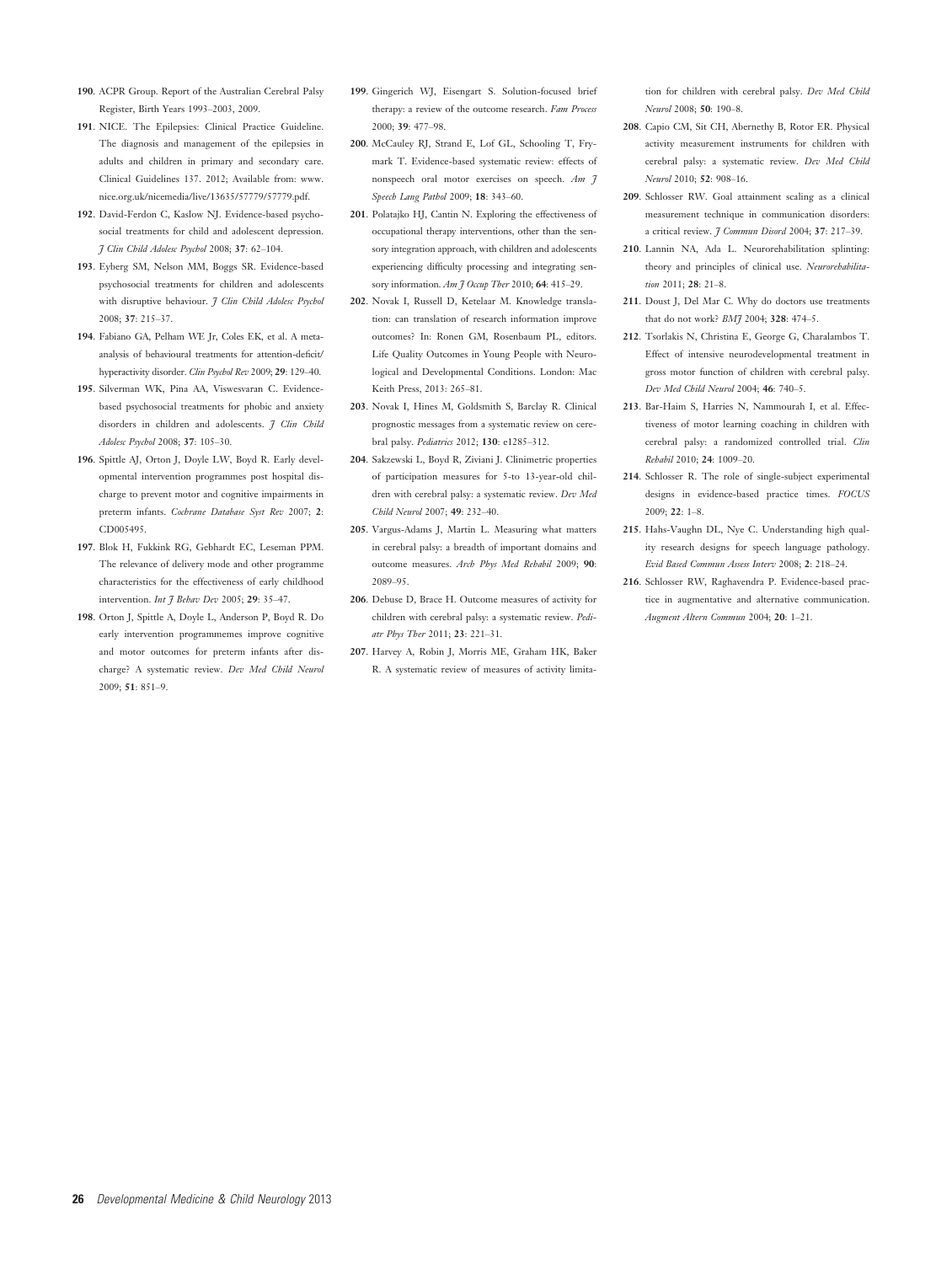190. ACPR Group. Report of the Australian Cerebral Palsy Register, Birth Years 1993–2003, 2009.

191. NICE. The Epilepsies: Clinical Practice Guideline. The diagnosis and management of the epilepsies in adults and children in primary and secondary care. Clinical Guidelines 137. 2012; Available from: www.nice.org.uk/nicemedia/live/13635/57779/57779.pdf.

192. David-Ferdon C, Kaslow NJ. Evidence-based psychosocial treatments for child and adolescent depression. *J Clin Child Adolesc Psychol* 2008; **37**: 62–104.

193. Eyberg SM, Nelson MM, Boggs SR. Evidence-based psychosocial treatments for children and adolescents with disruptive behaviour. *J Clin Child Adolesc Psychol* 2008; **37**: 215–37.

194. Fabiano GA, Pelham WE Jr, Coles EK, et al. A meta-analysis of behavioural treatments for attention-deficit/hyperactivity disorder. *Clin Psychol Rev* 2009; **29**: 129–40.

195. Silverman WK, Pina AA, Viswesvaran C. Evidence-based psychosocial treatments for phobic and anxiety disorders in children and adolescents. *J Clin Child Adolesc Psychol* 2008; **37**: 105–30.

196. Spittle AJ, Orton J, Doyle LW, Boyd R. Early developmental intervention programmes post hospital discharge to prevent motor and cognitive impairments in preterm infants. *Cochrane Database Syst Rev* 2007; **2**: CD005495.

197. Blok H, Fukkink RG, Gebhardt EC, Leseman PPM. The relevance of delivery mode and other programme characteristics for the effectiveness of early childhood intervention. *Int J Behav Dev* 2005; **29**: 35–47.

198. Orton J, Spittle A, Doyle L, Anderson P, Boyd R. Do early intervention programmemes improve cognitive and motor outcomes for preterm infants after discharge? A systematic review. *Dev Med Child Neurol* 2009; **51**: 851–9.

199. Gingerich WJ, Eisengart S. Solution-focused brief therapy: a review of the outcome research. *Fam Process* 2000; **39**: 477–98.

200. McCauley RJ, Strand E, Lof GL, Schooling T, Frymark T. Evidence-based systematic review: effects of nonspeech oral motor exercises on speech. *Am J Speech Lang Pathol* 2009; **18**: 343–60.

201. Polatajko HJ, Cantin N. Exploring the effectiveness of occupational therapy interventions, other than the sensory integration approach, with children and adolescents experiencing difficulty processing and integrating sensory information. *Am J Occup Ther* 2010; **64**: 415–29.

202. Novak I, Russell D, Ketelaar M. Knowledge translation: can translation of research information improve outcomes? In: Ronen GM, Rosenbaum PL, editors. Life Quality Outcomes in Young People with Neurological and Developmental Conditions. London: Mac Keith Press, 2013: 265–81.

203. Novak I, Hines M, Goldsmith S, Barclay R. Clinical prognostic messages from a systematic review on cerebral palsy. *Pediatrics* 2012; **130**: e1285–312.

204. Sakzewski L, Boyd R, Ziviani J. Clinimetric properties of participation measures for 5-to 13-year-old children with cerebral palsy: a systematic review. *Dev Med Child Neurol* 2007; **49**: 232–40.

205. Vargus-Adams J, Martin L. Measuring what matters in cerebral palsy: a breadth of important domains and outcome measures. *Arch Phys Med Rehabil* 2009; **90**: 2089–95.

206. Debuse D, Brace H. Outcome measures of activity for children with cerebral palsy: a systematic review. *Pediatr Phys Ther* 2011; **23**: 221–31.

207. Harvey A, Robin J, Morris ME, Graham HK, Baker R. A systematic review of measures of activity limitation for children with cerebral palsy. *Dev Med Child Neurol* 2008; **50**: 190–8.

208. Capio CM, Sit CH, Abernethy B, Rotor ER. Physical activity measurement instruments for children with cerebral palsy: a systematic review. *Dev Med Child Neurol* 2010; **52**: 908–16.

209. Schlosser RW. Goal attainment scaling as a clinical measurement technique in communication disorders: a critical review. *J Commun Disord* 2004; **37**: 217–39.

210. Lannin NA, Ada L. Neurorehabilitation splinting: theory and principles of clinical use. *Neurorehabilitation* 2011; **28**: 21–8.

211. Doust J, Del Mar C. Why do doctors use treatments that do not work? *BMJ* 2004; **328**: 474–5.

212. Tsorlakis N, Christina E, George G, Charalambos T. Effect of intensive neurodevelopmental treatment in gross motor function of children with cerebral palsy. *Dev Med Child Neurol* 2004; **46**: 740–5.

213. Bar-Haim S, Harries N, Nammourah I, et al. Effectiveness of motor learning coaching in children with cerebral palsy: a randomized controlled trial. *Clin Rehabil* 2010; **24**: 1009–20.

214. Schlosser R. The role of single-subject experimental designs in evidence-based practice times. *FOCUS* 2009; **22**: 1–8.

215. Hahs-Vaughn DL, Nye C. Understanding high quality research designs for speech language pathology. *Evid Based Commun Assess Interv* 2008; **2**: 218–24.

216. Schlosser RW, Raghavendra P. Evidence-based practice in augmentative and alternative communication. *Augment Altern Commun* 2004; **20**: 1–21.